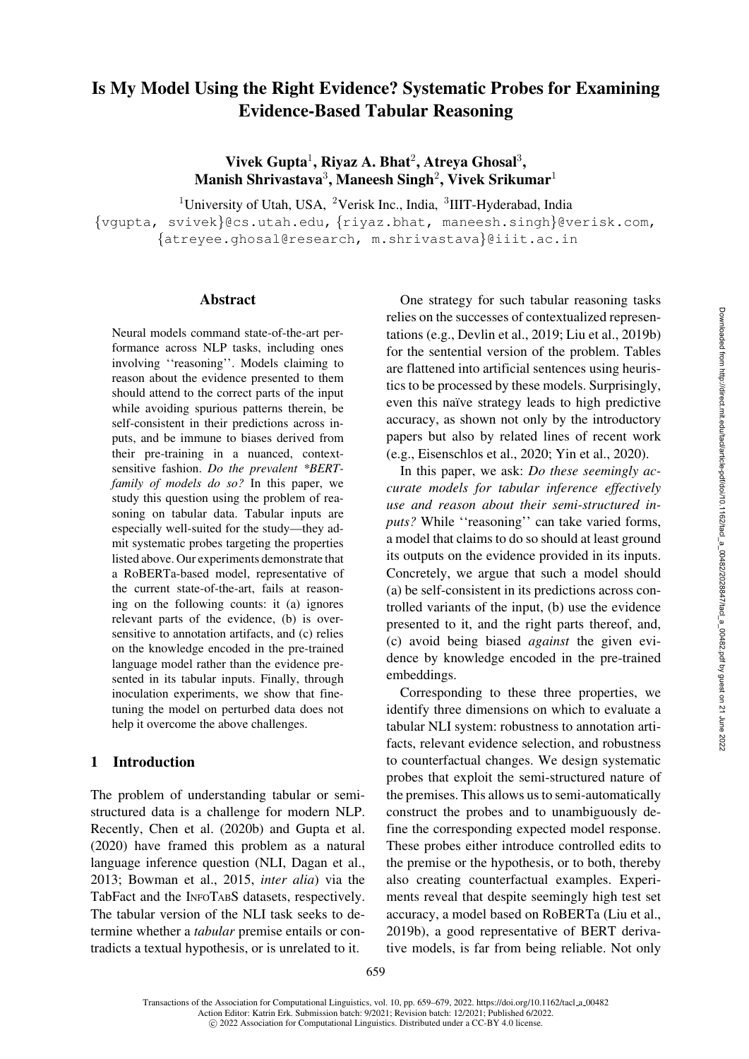# Is My Model Using the Right Evidence? Systematic Probes for Examining Evidence-Based Tabular Reasoning

**Vivek Gupta[1], Riyaz A. Bhat[2], Atreya Ghosal[3], Manish Shrivastava[3], Maneesh Singh[2], Vivek Srikumar[1]**

[1]University of Utah, USA, [2]Verisk Inc., India, [3]IIIT-Hyderabad, India

{vgupta, svivek}@cs.utah.edu, {riyaz.bhat, maneesh.singh}@verisk.com, {atreyee.ghosal@research, m.shrivastava}@iiit.ac.in

## Abstract

Neural models command state-of-the-art performance across NLP tasks, including ones involving ''reasoning''. Models claiming to reason about the evidence presented to them should attend to the correct parts of the input while avoiding spurious patterns therein, be self-consistent in their predictions across inputs, and be immune to biases derived from their pre-training in a nuanced, context-sensitive fashion. *Do the prevalent \*BERT-family of models do so?* In this paper, we study this question using the problem of reasoning on tabular data. Tabular inputs are especially well-suited for the study—they admit systematic probes targeting the properties listed above. Our experiments demonstrate that a RoBERTa-based model, representative of the current state-of-the-art, fails at reasoning on the following counts: it (a) ignores relevant parts of the evidence, (b) is over-sensitive to annotation artifacts, and (c) relies on the knowledge encoded in the pre-trained language model rather than the evidence presented in its tabular inputs. Finally, through inoculation experiments, we show that fine-tuning the model on perturbed data does not help it overcome the above challenges.

## 1 Introduction

The problem of understanding tabular or semi-structured data is a challenge for modern NLP. Recently, Chen et al. (2020b) and Gupta et al. (2020) have framed this problem as a natural language inference question (NLI, Dagan et al., 2013; Bowman et al., 2015, *inter alia*) via the TabFact and the InfoTabS datasets, respectively. The tabular version of the NLI task seeks to determine whether a *tabular* premise entails or contradicts a textual hypothesis, or is unrelated to it.

One strategy for such tabular reasoning tasks relies on the successes of contextualized representations (e.g., Devlin et al., 2019; Liu et al., 2019b) for the sentential version of the problem. Tables are flattened into artificial sentences using heuristics to be processed by these models. Surprisingly, even this naïve strategy leads to high predictive accuracy, as shown not only by the introductory papers but also by related lines of recent work (e.g., Eisenschlos et al., 2020; Yin et al., 2020).

In this paper, we ask: *Do these seemingly accurate models for tabular inference effectively use and reason about their semi-structured inputs?* While ''reasoning'' can take varied forms, a model that claims to do so should at least ground its outputs on the evidence provided in its inputs. Concretely, we argue that such a model should (a) be self-consistent in its predictions across controlled variants of the input, (b) use the evidence presented to it, and the right parts thereof, and, (c) avoid being biased *against* the given evidence by knowledge encoded in the pre-trained embeddings.

Corresponding to these three properties, we identify three dimensions on which to evaluate a tabular NLI system: robustness to annotation artifacts, relevant evidence selection, and robustness to counterfactual changes. We design systematic probes that exploit the semi-structured nature of the premises. This allows us to semi-automatically construct the probes and to unambiguously define the corresponding expected model response. These probes either introduce controlled edits to the premise or the hypothesis, or to both, thereby also creating counterfactual examples. Experiments reveal that despite seemingly high test set accuracy, a model based on RoBERTa (Liu et al., 2019b), a good representative of BERT derivative models, is far from being reliable. Not only

Transactions of the Association for Computational Linguistics, vol. 10, pp. 659–679, 2022. https://doi.org/10.1162/tacl_a_00482
Action Editor: Katrin Erk. Submission batch: 9/2021; Revision batch: 12/2021; Published 6/2022.
© 2022 Association for Computational Linguistics. Distributed under a CC-BY 4.0 license.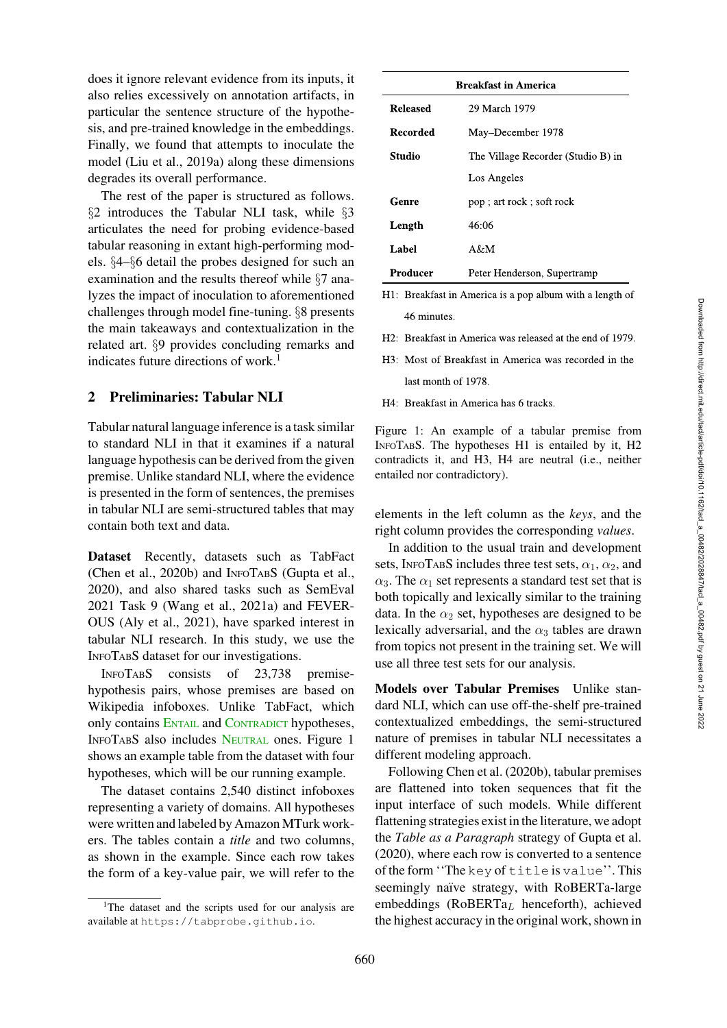does it ignore relevant evidence from its inputs, it also relies excessively on annotation artifacts, in particular the sentence structure of the hypothesis, and pre-trained knowledge in the embeddings. Finally, we found that attempts to inoculate the model (Liu et al., 2019a) along these dimensions degrades its overall performance.

The rest of the paper is structured as follows. §2 introduces the Tabular NLI task, while §3 articulates the need for probing evidence-based tabular reasoning in extant high-performing models. §4–§6 detail the probes designed for such an examination and the results thereof while §7 analyzes the impact of inoculation to aforementioned challenges through model fine-tuning. §8 presents the main takeaways and contextualization in the related art. §9 provides concluding remarks and indicates future directions of work.[1]

## 2 Preliminaries: Tabular NLI

Tabular natural language inference is a task similar to standard NLI in that it examines if a natural language hypothesis can be derived from the given premise. Unlike standard NLI, where the evidence is presented in the form of sentences, the premises in tabular NLI are semi-structured tables that may contain both text and data.

**Dataset** Recently, datasets such as TabFact (Chen et al., 2020b) and InfoTabS (Gupta et al., 2020), and also shared tasks such as SemEval 2021 Task 9 (Wang et al., 2021a) and FEVEROUS (Aly et al., 2021), have sparked interest in tabular NLI research. In this study, we use the InfoTabS dataset for our investigations.

InfoTabS consists of 23,738 premise-hypothesis pairs, whose premises are based on Wikipedia infoboxes. Unlike TabFact, which only contains Entail and Contradict hypotheses, InfoTabS also includes Neutral ones. Figure 1 shows an example table from the dataset with four hypotheses, which will be our running example.

The dataset contains 2,540 distinct infoboxes representing a variety of domains. All hypotheses were written and labeled by Amazon MTurk workers. The tables contain a *title* and two columns, as shown in the example. Since each row takes the form of a key-value pair, we will refer to the elements in the left column as the *keys*, and the right column provides the corresponding *values*.

| Breakfast in America | |
|---|---|
| **Released** | 29 March 1979 |
| **Recorded** | May–December 1978 |
| **Studio** | The Village Recorder (Studio B) in Los Angeles |
| **Genre** | pop ; art rock ; soft rock |
| **Length** | 46:06 |
| **Label** | A&M |
| **Producer** | Peter Henderson, Supertramp |

H1: Breakfast in America is a pop album with a length of 46 minutes.

H2: Breakfast in America was released at the end of 1979.

H3: Most of Breakfast in America was recorded in the last month of 1978.

H4: Breakfast in America has 6 tracks.

Figure 1: An example of a tabular premise from InfoTabS. The hypotheses H1 is entailed by it, H2 contradicts it, and H3, H4 are neutral (i.e., neither entailed nor contradictory).

In addition to the usual train and development sets, InfoTabS includes three test sets, $\alpha_1$, $\alpha_2$, and $\alpha_3$. The $\alpha_1$ set represents a standard test set that is both topically and lexically similar to the training data. In the $\alpha_2$ set, hypotheses are designed to be lexically adversarial, and the $\alpha_3$ tables are drawn from topics not present in the training set. We will use all three test sets for our analysis.

**Models over Tabular Premises** Unlike standard NLI, which can use off-the-shelf pre-trained contextualized embeddings, the semi-structured nature of premises in tabular NLI necessitates a different modeling approach.

Following Chen et al. (2020b), tabular premises are flattened into token sequences that fit the input interface of such models. While different flattening strategies exist in the literature, we adopt the *Table as a Paragraph* strategy of Gupta et al. (2020), where each row is converted to a sentence of the form ''The `key` of `title` is `value`''. This seemingly naïve strategy, with RoBERTa-large embeddings (RoBERTa$_L$ henceforth), achieved the highest accuracy in the original work, shown in

[1]The dataset and the scripts used for our analysis are available at `https://tabprobe.github.io`.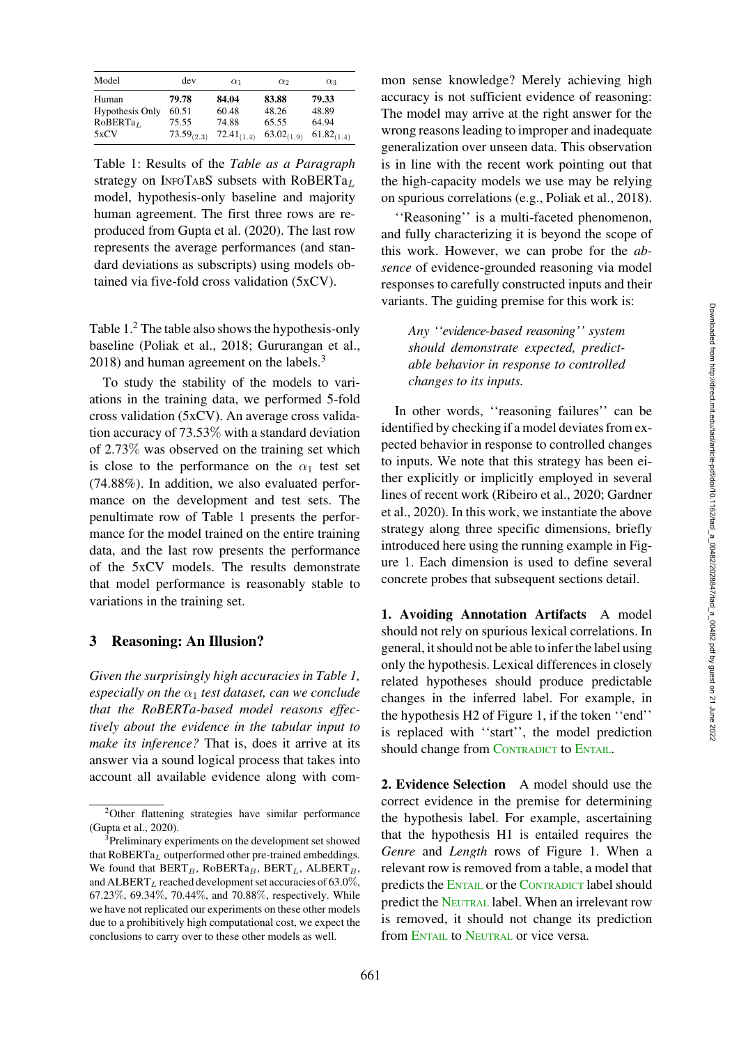| Model | dev | $\alpha_1$ | $\alpha_2$ | $\alpha_3$ |
|---|---|---|---|---|
| Human | **79.78** | **84.04** | **83.88** | **79.33** |
| Hypothesis Only | 60.51 | 60.48 | 48.26 | 48.89 |
| RoBERTa$_L$ | 75.55 | 74.88 | 65.55 | 64.94 |
| 5xCV | $73.59_{(2.3)}$ | $72.41_{(1.4)}$ | $63.02_{(1.9)}$ | $61.82_{(1.4)}$ |

Table 1: Results of the *Table as a Paragraph* strategy on InfoTabS subsets with RoBERTa$_L$ model, hypothesis-only baseline and majority human agreement. The first three rows are reproduced from Gupta et al. (2020). The last row represents the average performances (and standard deviations as subscripts) using models obtained via five-fold cross validation (5xCV).

Table 1.[2] The table also shows the hypothesis-only baseline (Poliak et al., 2018; Gururangan et al., 2018) and human agreement on the labels.[3]

To study the stability of the models to variations in the training data, we performed 5-fold cross validation (5xCV). An average cross validation accuracy of 73.53% with a standard deviation of 2.73% was observed on the training set which is close to the performance on the $\alpha_1$ test set (74.88%). In addition, we also evaluated performance on the development and test sets. The penultimate row of Table 1 presents the performance for the model trained on the entire training data, and the last row presents the performance of the 5xCV models. The results demonstrate that model performance is reasonably stable to variations in the training set.

## 3 Reasoning: An Illusion?

*Given the surprisingly high accuracies in Table 1, especially on the $\alpha_1$ test dataset, can we conclude that the RoBERTa-based model reasons effectively about the evidence in the tabular input to make its inference?* That is, does it arrive at its answer via a sound logical process that takes into account all available evidence along with common sense knowledge? Merely achieving high accuracy is not sufficient evidence of reasoning: The model may arrive at the right answer for the wrong reasons leading to improper and inadequate generalization over unseen data. This observation is in line with the recent work pointing out that the high-capacity models we use may be relying on spurious correlations (e.g., Poliak et al., 2018).

''Reasoning'' is a multi-faceted phenomenon, and fully characterizing it is beyond the scope of this work. However, we can probe for the *absence* of evidence-grounded reasoning via model responses to carefully constructed inputs and their variants. The guiding premise for this work is:

> *Any ''evidence-based reasoning'' system should demonstrate expected, predictable behavior in response to controlled changes to its inputs.*

In other words, ''reasoning failures'' can be identified by checking if a model deviates from expected behavior in response to controlled changes to inputs. We note that this strategy has been either explicitly or implicitly employed in several lines of recent work (Ribeiro et al., 2020; Gardner et al., 2020). In this work, we instantiate the above strategy along three specific dimensions, briefly introduced here using the running example in Figure 1. Each dimension is used to define several concrete probes that subsequent sections detail.

**1. Avoiding Annotation Artifacts** A model should not rely on spurious lexical correlations. In general, it should not be able to infer the label using only the hypothesis. Lexical differences in closely related hypotheses should produce predictable changes in the inferred label. For example, in the hypothesis H2 of Figure 1, if the token ''end'' is replaced with ''start'', the model prediction should change from Contradict to Entail.

**2. Evidence Selection** A model should use the correct evidence in the premise for determining the hypothesis label. For example, ascertaining that the hypothesis H1 is entailed requires the *Genre* and *Length* rows of Figure 1. When a relevant row is removed from a table, a model that predicts the Entail or the Contradict label should predict the Neutral label. When an irrelevant row is removed, it should not change its prediction from Entail to Neutral or vice versa.

[2] Other flattening strategies have similar performance (Gupta et al., 2020).

[3] Preliminary experiments on the development set showed that RoBERTa$_L$ outperformed other pre-trained embeddings. We found that BERT$_B$, RoBERTa$_B$, BERT$_L$, ALBERT$_B$, and ALBERT$_L$ reached development set accuracies of 63.0%, 67.23%, 69.34%, 70.44%, and 70.88%, respectively. While we have not replicated our experiments on these other models due to a prohibitively high computational cost, we expect the conclusions to carry over to these other models as well.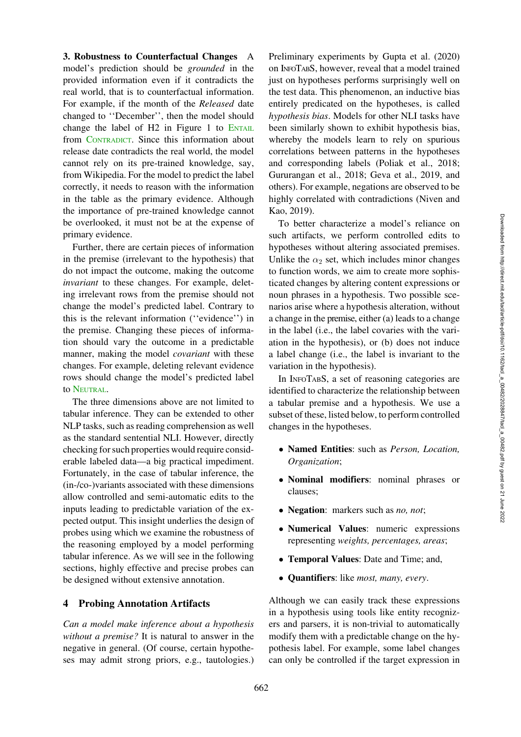**3. Robustness to Counterfactual Changes** A model's prediction should be *grounded* in the provided information even if it contradicts the real world, that is to counterfactual information. For example, if the month of the *Released* date changed to ''December'', then the model should change the label of H2 in Figure 1 to ENTAIL from CONTRADICT. Since this information about release date contradicts the real world, the model cannot rely on its pre-trained knowledge, say, from Wikipedia. For the model to predict the label correctly, it needs to reason with the information in the table as the primary evidence. Although the importance of pre-trained knowledge cannot be overlooked, it must not be at the expense of primary evidence.

Further, there are certain pieces of information in the premise (irrelevant to the hypothesis) that do not impact the outcome, making the outcome *invariant* to these changes. For example, deleting irrelevant rows from the premise should not change the model's predicted label. Contrary to this is the relevant information (''evidence'') in the premise. Changing these pieces of information should vary the outcome in a predictable manner, making the model *covariant* with these changes. For example, deleting relevant evidence rows should change the model's predicted label to NEUTRAL.

The three dimensions above are not limited to tabular inference. They can be extended to other NLP tasks, such as reading comprehension as well as the standard sentential NLI. However, directly checking for such properties would require considerable labeled data—a big practical impediment. Fortunately, in the case of tabular inference, the (in-/co-)variants associated with these dimensions allow controlled and semi-automatic edits to the inputs leading to predictable variation of the expected output. This insight underlies the design of probes using which we examine the robustness of the reasoning employed by a model performing tabular inference. As we will see in the following sections, highly effective and precise probes can be designed without extensive annotation.

## 4 Probing Annotation Artifacts

*Can a model make inference about a hypothesis without a premise?* It is natural to answer in the negative in general. (Of course, certain hypotheses may admit strong priors, e.g., tautologies.) Preliminary experiments by Gupta et al. (2020) on INFOTABS, however, reveal that a model trained just on hypotheses performs surprisingly well on the test data. This phenomenon, an inductive bias entirely predicated on the hypotheses, is called *hypothesis bias*. Models for other NLI tasks have been similarly shown to exhibit hypothesis bias, whereby the models learn to rely on spurious correlations between patterns in the hypotheses and corresponding labels (Poliak et al., 2018; Gururangan et al., 2018; Geva et al., 2019, and others). For example, negations are observed to be highly correlated with contradictions (Niven and Kao, 2019).

To better characterize a model's reliance on such artifacts, we perform controlled edits to hypotheses without altering associated premises. Unlike the $\alpha_2$ set, which includes minor changes to function words, we aim to create more sophisticated changes by altering content expressions or noun phrases in a hypothesis. Two possible scenarios arise where a hypothesis alteration, without a change in the premise, either (a) leads to a change in the label (i.e., the label covaries with the variation in the hypothesis), or (b) does not induce a label change (i.e., the label is invariant to the variation in the hypothesis).

In INFOTABS, a set of reasoning categories are identified to characterize the relationship between a tabular premise and a hypothesis. We use a subset of these, listed below, to perform controlled changes in the hypotheses.

- **Named Entities**: such as *Person, Location, Organization*;
- **Nominal modifiers**: nominal phrases or clauses;
- **Negation**: markers such as *no, not*;
- **Numerical Values**: numeric expressions representing *weights, percentages, areas*;
- **Temporal Values**: Date and Time; and,
- **Quantifiers**: like *most, many, every*.

Although we can easily track these expressions in a hypothesis using tools like entity recognizers and parsers, it is non-trivial to automatically modify them with a predictable change on the hypothesis label. For example, some label changes can only be controlled if the target expression in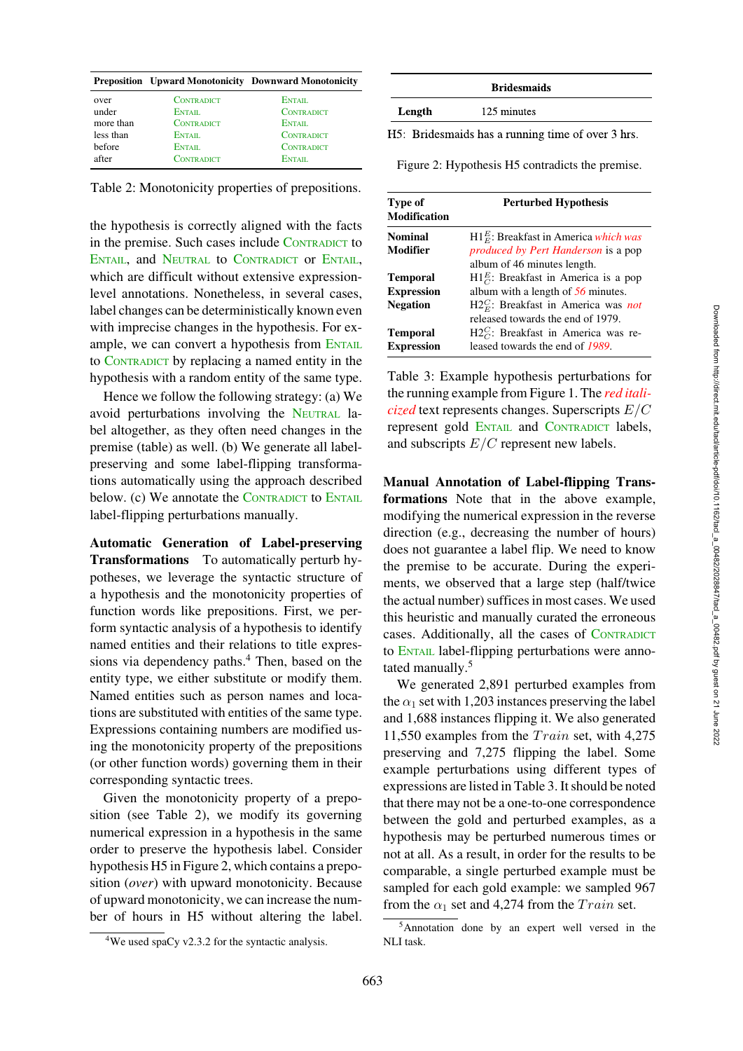| Preposition | Upward Monotonicity | Downward Monotonicity |
|---|---|---|
| over | CONTRADICT | ENTAIL |
| under | ENTAIL | CONTRADICT |
| more than | CONTRADICT | ENTAIL |
| less than | ENTAIL | CONTRADICT |
| before | ENTAIL | CONTRADICT |
| after | CONTRADICT | ENTAIL |

Table 2: Monotonicity properties of prepositions.

the hypothesis is correctly aligned with the facts in the premise. Such cases include CONTRADICT to ENTAIL, and NEUTRAL to CONTRADICT or ENTAIL, which are difficult without extensive expression-level annotations. Nonetheless, in several cases, label changes can be deterministically known even with imprecise changes in the hypothesis. For example, we can convert a hypothesis from ENTAIL to CONTRADICT by replacing a named entity in the hypothesis with a random entity of the same type.

Hence we follow the following strategy: (a) We avoid perturbations involving the NEUTRAL label altogether, as they often need changes in the premise (table) as well. (b) We generate all label-preserving and some label-flipping transformations automatically using the approach described below. (c) We annotate the CONTRADICT to ENTAIL label-flipping perturbations manually.

**Automatic Generation of Label-preserving Transformations** To automatically perturb hypotheses, we leverage the syntactic structure of a hypothesis and the monotonicity properties of function words like prepositions. First, we perform syntactic analysis of a hypothesis to identify named entities and their relations to title expressions via dependency paths.[4] Then, based on the entity type, we either substitute or modify them. Named entities such as person names and locations are substituted with entities of the same type. Expressions containing numbers are modified using the monotonicity property of the prepositions (or other function words) governing them in their corresponding syntactic trees.

Given the monotonicity property of a preposition (see Table 2), we modify its governing numerical expression in a hypothesis in the same order to preserve the hypothesis label. Consider hypothesis H5 in Figure 2, which contains a preposition (*over*) with upward monotonicity. Because of upward monotonicity, we can increase the number of hours in H5 without altering the label.

[4]We used spaCy v2.3.2 for the syntactic analysis.

| Bridesmaids | |
|---|---|
| Length | 125 minutes |

H5: Bridesmaids has a running time of over 3 hrs.

Figure 2: Hypothesis H5 contradicts the premise.

| Type of Modification | Perturbed Hypothesis |
|---|---|
| Nominal Modifier | $H1^E_E$: Breakfast in America *which was produced by Pert Handerson* is a pop album of 46 minutes length. |
| Temporal Expression | $H1^E_C$: Breakfast in America is a pop album with a length of *56* minutes. |
| Negation | $H2^C_E$: Breakfast in America was *not* released towards the end of 1979. |
| Temporal Expression | $H2^C_C$: Breakfast in America was released towards the end of *1989*. |

Table 3: Example hypothesis perturbations for the running example from Figure 1. The *red italicized* text represents changes. Superscripts $E/C$ represent gold ENTAIL and CONTRADICT labels, and subscripts $E/C$ represent new labels.

**Manual Annotation of Label-flipping Transformations** Note that in the above example, modifying the numerical expression in the reverse direction (e.g., decreasing the number of hours) does not guarantee a label flip. We need to know the premise to be accurate. During the experiments, we observed that a large step (half/twice the actual number) suffices in most cases. We used this heuristic and manually curated the erroneous cases. Additionally, all the cases of CONTRADICT to ENTAIL label-flipping perturbations were annotated manually.[5]

We generated 2,891 perturbed examples from the $\alpha_1$ set with 1,203 instances preserving the label and 1,688 instances flipping it. We also generated 11,550 examples from the $Train$ set, with 4,275 preserving and 7,275 flipping the label. Some example perturbations using different types of expressions are listed in Table 3. It should be noted that there may not be a one-to-one correspondence between the gold and perturbed examples, as a hypothesis may be perturbed numerous times or not at all. As a result, in order for the results to be comparable, a single perturbed example must be sampled for each gold example: we sampled 967 from the $\alpha_1$ set and 4,274 from the $Train$ set.

[5]Annotation done by an expert well versed in the NLI task.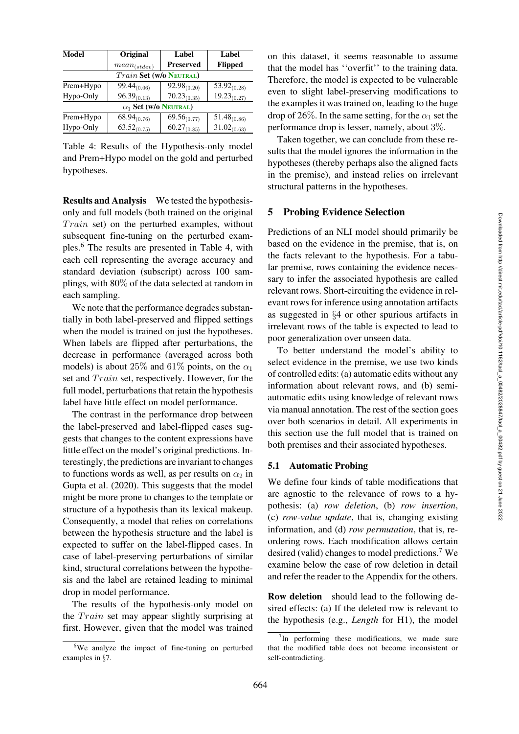| Model | Original | Label | Label |
|---|---|---|---|
| | $mean_{(stdev)}$ | **Preserved** | **Flipped** |
| | $Train$ **Set (w/o Neutral)** | | |
| Prem+Hypo | $99.44_{(0.06)}$ | $92.98_{(0.20)}$ | $53.92_{(0.28)}$ |
| Hypo-Only | $96.39_{(0.13)}$ | $70.23_{(0.35)}$ | $19.23_{(0.27)}$ |
| | $\alpha_1$ **Set (w/o Neutral)** | | |
| Prem+Hypo | $68.94_{(0.76)}$ | $69.56_{(0.77)}$ | $51.48_{(0.86)}$ |
| Hypo-Only | $63.52_{(0.75)}$ | $60.27_{(0.85)}$ | $31.02_{(0.63)}$ |

Table 4: Results of the Hypothesis-only model and Prem+Hypo model on the gold and perturbed hypotheses.

**Results and Analysis** We tested the hypothesis-only and full models (both trained on the original $Train$ set) on the perturbed examples, without subsequent fine-tuning on the perturbed examples.[6] The results are presented in Table 4, with each cell representing the average accuracy and standard deviation (subscript) across 100 samplings, with 80% of the data selected at random in each sampling.

We note that the performance degrades substantially in both label-preserved and flipped settings when the model is trained on just the hypotheses. When labels are flipped after perturbations, the decrease in performance (averaged across both models) is about 25% and 61% points, on the $\alpha_1$ set and $Train$ set, respectively. However, for the full model, perturbations that retain the hypothesis label have little effect on model performance.

The contrast in the performance drop between the label-preserved and label-flipped cases suggests that changes to the content expressions have little effect on the model's original predictions. Interestingly, the predictions are invariant to changes to functions words as well, as per results on $\alpha_2$ in Gupta et al. (2020). This suggests that the model might be more prone to changes to the template or structure of a hypothesis than its lexical makeup. Consequently, a model that relies on correlations between the hypothesis structure and the label is expected to suffer on the label-flipped cases. In case of label-preserving perturbations of similar kind, structural correlations between the hypothesis and the label are retained leading to minimal drop in model performance.

The results of the hypothesis-only model on the $Train$ set may appear slightly surprising at first. However, given that the model was trained on this dataset, it seems reasonable to assume that the model has ''overfit'' to the training data. Therefore, the model is expected to be vulnerable even to slight label-preserving modifications to the examples it was trained on, leading to the huge drop of 26%. In the same setting, for the $\alpha_1$ set the performance drop is lesser, namely, about 3%.

Taken together, we can conclude from these results that the model ignores the information in the hypotheses (thereby perhaps also the aligned facts in the premise), and instead relies on irrelevant structural patterns in the hypotheses.

## 5 Probing Evidence Selection

Predictions of an NLI model should primarily be based on the evidence in the premise, that is, on the facts relevant to the hypothesis. For a tabular premise, rows containing the evidence necessary to infer the associated hypothesis are called relevant rows. Short-circuiting the evidence in relevant rows for inference using annotation artifacts as suggested in §4 or other spurious artifacts in irrelevant rows of the table is expected to lead to poor generalization over unseen data.

To better understand the model's ability to select evidence in the premise, we use two kinds of controlled edits: (a) automatic edits without any information about relevant rows, and (b) semi-automatic edits using knowledge of relevant rows via manual annotation. The rest of the section goes over both scenarios in detail. All experiments in this section use the full model that is trained on both premises and their associated hypotheses.

### 5.1 Automatic Probing

We define four kinds of table modifications that are agnostic to the relevance of rows to a hypothesis: (a) *row deletion*, (b) *row insertion*, (c) *row-value update*, that is, changing existing information, and (d) *row permutation*, that is, reordering rows. Each modification allows certain desired (valid) changes to model predictions.[7] We examine below the case of row deletion in detail and refer the reader to the Appendix for the others.

**Row deletion** should lead to the following desired effects: (a) If the deleted row is relevant to the hypothesis (e.g., *Length* for H1), the model

[6] We analyze the impact of fine-tuning on perturbed examples in §7.

[7] In performing these modifications, we made sure that the modified table does not become inconsistent or self-contradicting.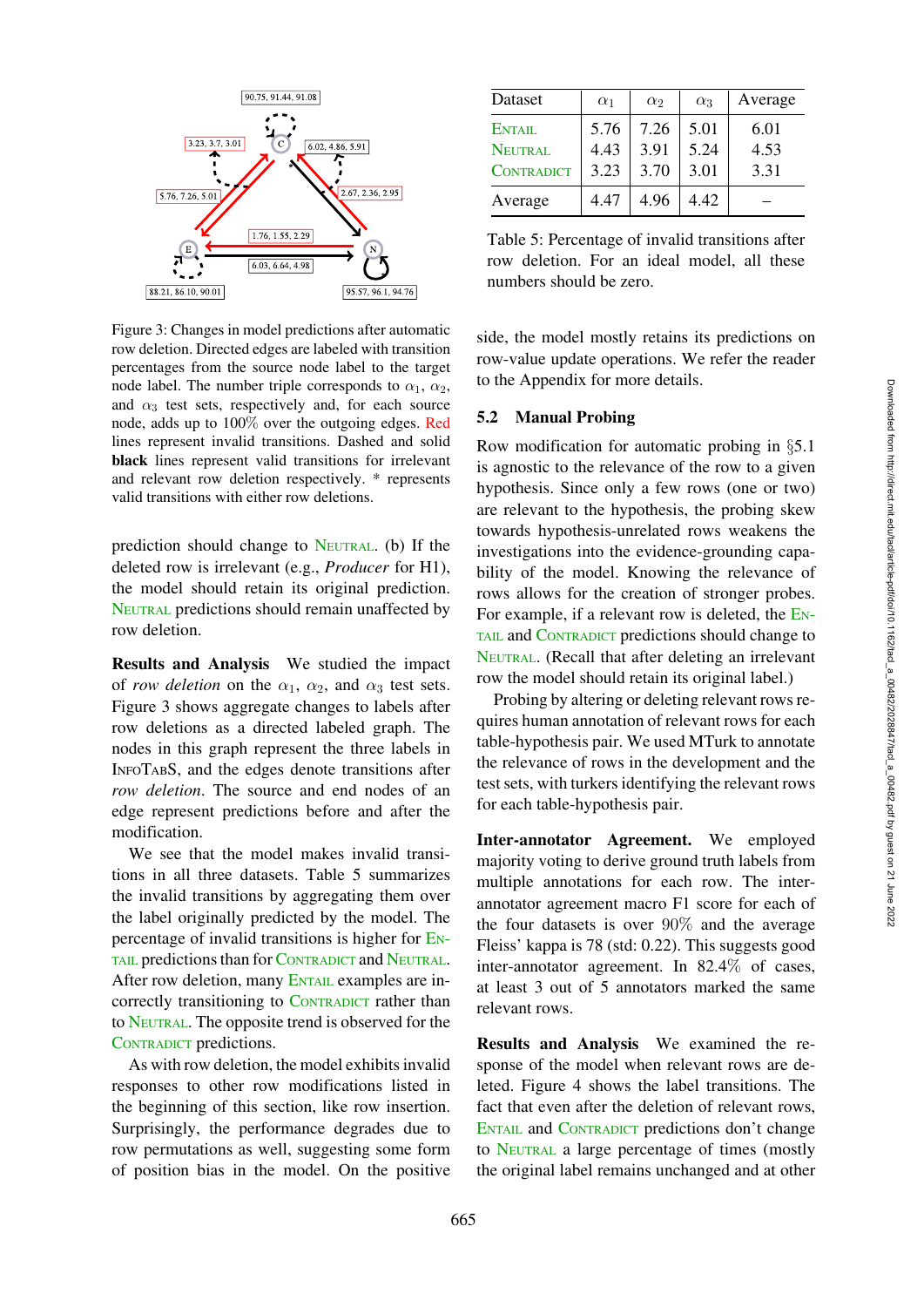Figure 3: Changes in model predictions after automatic row deletion. Directed edges are labeled with transition percentages from the source node label to the target node label. The number triple corresponds to $\alpha_1$, $\alpha_2$, and $\alpha_3$ test sets, respectively and, for each source node, adds up to 100% over the outgoing edges. Red lines represent invalid transitions. Dashed and solid **black** lines represent valid transitions for irrelevant and relevant row deletion respectively. * represents valid transitions with either row deletions.

prediction should change to NEUTRAL. (b) If the deleted row is irrelevant (e.g., *Producer* for H1), the model should retain its original prediction. NEUTRAL predictions should remain unaffected by row deletion.

**Results and Analysis** We studied the impact of *row deletion* on the $\alpha_1$, $\alpha_2$, and $\alpha_3$ test sets. Figure 3 shows aggregate changes to labels after row deletions as a directed labeled graph. The nodes in this graph represent the three labels in INFOTABS, and the edges denote transitions after *row deletion*. The source and end nodes of an edge represent predictions before and after the modification.

We see that the model makes invalid transitions in all three datasets. Table 5 summarizes the invalid transitions by aggregating them over the label originally predicted by the model. The percentage of invalid transitions is higher for ENTAIL predictions than for CONTRADICT and NEUTRAL. After row deletion, many ENTAIL examples are incorrectly transitioning to CONTRADICT rather than to NEUTRAL. The opposite trend is observed for the CONTRADICT predictions.

As with row deletion, the model exhibits invalid responses to other row modifications listed in the beginning of this section, like row insertion. Surprisingly, the performance degrades due to row permutations as well, suggesting some form of position bias in the model. On the positive

| Dataset | $\alpha_1$ | $\alpha_2$ | $\alpha_3$ | Average |
|---|---|---|---|---|
| ENTAIL | 5.76 | 7.26 | 5.01 | 6.01 |
| NEUTRAL | 4.43 | 3.91 | 5.24 | 4.53 |
| CONTRADICT | 3.23 | 3.70 | 3.01 | 3.31 |
| Average | 4.47 | 4.96 | 4.42 | – |

Table 5: Percentage of invalid transitions after row deletion. For an ideal model, all these numbers should be zero.

side, the model mostly retains its predictions on row-value update operations. We refer the reader to the Appendix for more details.

## 5.2 Manual Probing

Row modification for automatic probing in §5.1 is agnostic to the relevance of the row to a given hypothesis. Since only a few rows (one or two) are relevant to the hypothesis, the probing skew towards hypothesis-unrelated rows weakens the investigations into the evidence-grounding capability of the model. Knowing the relevance of rows allows for the creation of stronger probes. For example, if a relevant row is deleted, the ENTAIL and CONTRADICT predictions should change to NEUTRAL. (Recall that after deleting an irrelevant row the model should retain its original label.)

Probing by altering or deleting relevant rows requires human annotation of relevant rows for each table-hypothesis pair. We used MTurk to annotate the relevance of rows in the development and the test sets, with turkers identifying the relevant rows for each table-hypothesis pair.

**Inter-annotator Agreement.** We employed majority voting to derive ground truth labels from multiple annotations for each row. The inter-annotator agreement macro F1 score for each of the four datasets is over 90% and the average Fleiss' kappa is 78 (std: 0.22). This suggests good inter-annotator agreement. In 82.4% of cases, at least 3 out of 5 annotators marked the same relevant rows.

**Results and Analysis** We examined the response of the model when relevant rows are deleted. Figure 4 shows the label transitions. The fact that even after the deletion of relevant rows, ENTAIL and CONTRADICT predictions don't change to NEUTRAL a large percentage of times (mostly the original label remains unchanged and at other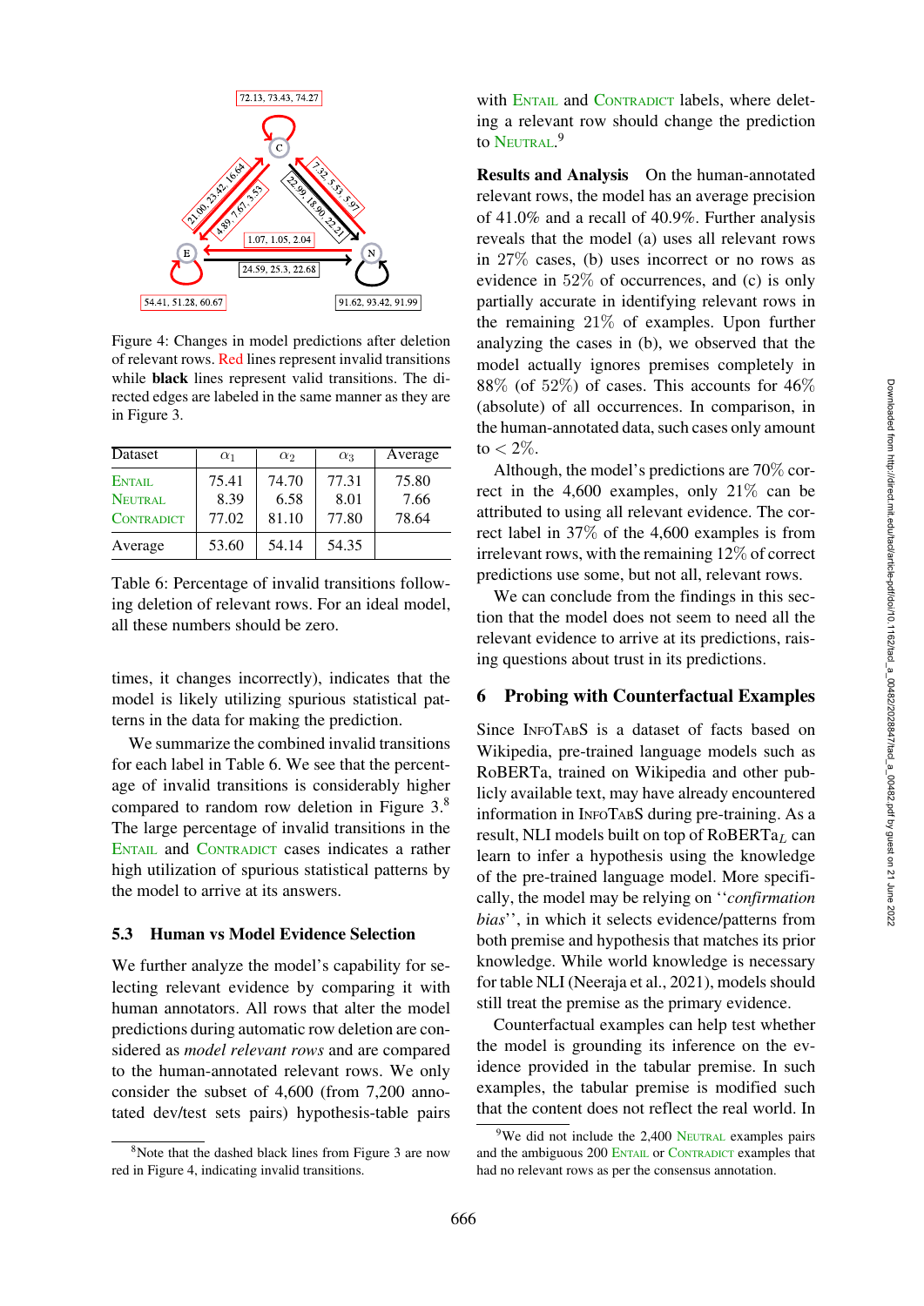Figure 4: Changes in model predictions after deletion of relevant rows. Red lines represent invalid transitions while **black** lines represent valid transitions. The directed edges are labeled in the same manner as they are in Figure 3.

| Dataset | $\alpha_1$ | $\alpha_2$ | $\alpha_3$ | Average |
|---|---|---|---|---|
| Entail | 75.41 | 74.70 | 77.31 | 75.80 |
| Neutral | 8.39 | 6.58 | 8.01 | 7.66 |
| Contradict | 77.02 | 81.10 | 77.80 | 78.64 |
| Average | 53.60 | 54.14 | 54.35 | |

Table 6: Percentage of invalid transitions following deletion of relevant rows. For an ideal model, all these numbers should be zero.

times, it changes incorrectly), indicates that the model is likely utilizing spurious statistical patterns in the data for making the prediction.

We summarize the combined invalid transitions for each label in Table 6. We see that the percentage of invalid transitions is considerably higher compared to random row deletion in Figure 3.[8] The large percentage of invalid transitions in the Entail and Contradict cases indicates a rather high utilization of spurious statistical patterns by the model to arrive at its answers.

### 5.3 Human vs Model Evidence Selection

We further analyze the model's capability for selecting relevant evidence by comparing it with human annotators. All rows that alter the model predictions during automatic row deletion are considered as *model relevant rows* and are compared to the human-annotated relevant rows. We only consider the subset of 4,600 (from 7,200 annotated dev/test sets pairs) hypothesis-table pairs with Entail and Contradict labels, where deleting a relevant row should change the prediction to Neutral.[9]

**Results and Analysis** On the human-annotated relevant rows, the model has an average precision of 41.0% and a recall of 40.9%. Further analysis reveals that the model (a) uses all relevant rows in 27% cases, (b) uses incorrect or no rows as evidence in 52% of occurrences, and (c) is only partially accurate in identifying relevant rows in the remaining 21% of examples. Upon further analyzing the cases in (b), we observed that the model actually ignores premises completely in 88% (of 52%) of cases. This accounts for 46% (absolute) of all occurrences. In comparison, in the human-annotated data, such cases only amount to $< 2\%$.

Although, the model's predictions are 70% correct in the 4,600 examples, only 21% can be attributed to using all relevant evidence. The correct label in 37% of the 4,600 examples is from irrelevant rows, with the remaining 12% of correct predictions use some, but not all, relevant rows.

We can conclude from the findings in this section that the model does not seem to need all the relevant evidence to arrive at its predictions, raising questions about trust in its predictions.

## 6 Probing with Counterfactual Examples

Since InfoTabS is a dataset of facts based on Wikipedia, pre-trained language models such as RoBERTa, trained on Wikipedia and other publicly available text, may have already encountered information in InfoTabS during pre-training. As a result, NLI models built on top of RoBERTa$_L$ can learn to infer a hypothesis using the knowledge of the pre-trained language model. More specifically, the model may be relying on ''*confirmation bias*'', in which it selects evidence/patterns from both premise and hypothesis that matches its prior knowledge. While world knowledge is necessary for table NLI (Neeraja et al., 2021), models should still treat the premise as the primary evidence.

Counterfactual examples can help test whether the model is grounding its inference on the evidence provided in the tabular premise. In such examples, the tabular premise is modified such that the content does not reflect the real world. In

[8] Note that the dashed black lines from Figure 3 are now red in Figure 4, indicating invalid transitions.

[9] We did not include the 2,400 Neutral examples pairs and the ambiguous 200 Entail or Contradict examples that had no relevant rows as per the consensus annotation.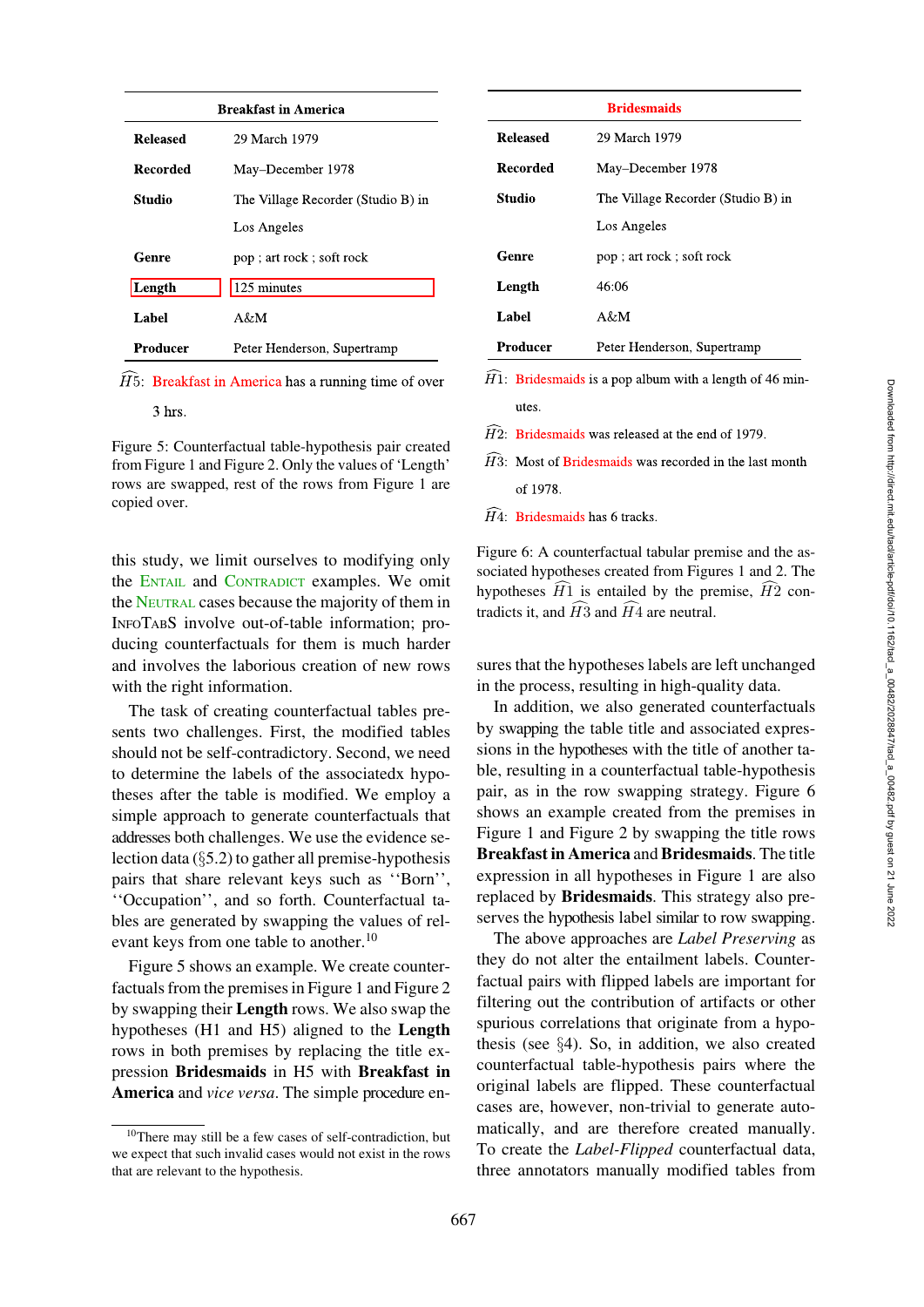| Breakfast in America | |
|---|---|
| **Released** | 29 March 1979 |
| **Recorded** | May–December 1978 |
| **Studio** | The Village Recorder (Studio B) in Los Angeles |
| **Genre** | pop ; art rock ; soft rock |
| **Length** | 125 minutes |
| **Label** | A&M |
| **Producer** | Peter Henderson, Supertramp |

$\widehat{H5}$: Breakfast in America has a running time of over 3 hrs.

Figure 5: Counterfactual table-hypothesis pair created from Figure 1 and Figure 2. Only the values of 'Length' rows are swapped, rest of the rows from Figure 1 are copied over.

| Bridesmaids | |
|---|---|
| **Released** | 29 March 1979 |
| **Recorded** | May–December 1978 |
| **Studio** | The Village Recorder (Studio B) in Los Angeles |
| **Genre** | pop ; art rock ; soft rock |
| **Length** | 46:06 |
| **Label** | A&M |
| **Producer** | Peter Henderson, Supertramp |

$\widehat{H1}$: Bridesmaids is a pop album with a length of 46 minutes.

$\widehat{H2}$: Bridesmaids was released at the end of 1979.

$\widehat{H3}$: Most of Bridesmaids was recorded in the last month of 1978.

$\widehat{H4}$: Bridesmaids has 6 tracks.

Figure 6: A counterfactual tabular premise and the associated hypotheses created from Figures 1 and 2. The hypotheses $\widehat{H1}$ is entailed by the premise, $\widehat{H2}$ contradicts it, and $\widehat{H3}$ and $\widehat{H4}$ are neutral.

this study, we limit ourselves to modifying only the ENTAIL and CONTRADICT examples. We omit the NEUTRAL cases because the majority of them in INFOTABS involve out-of-table information; producing counterfactuals for them is much harder and involves the laborious creation of new rows with the right information.

The task of creating counterfactual tables presents two challenges. First, the modified tables should not be self-contradictory. Second, we need to determine the labels of the associatedx hypotheses after the table is modified. We employ a simple approach to generate counterfactuals that addresses both challenges. We use the evidence selection data (§5.2) to gather all premise-hypothesis pairs that share relevant keys such as ''Born'', ''Occupation'', and so forth. Counterfactual tables are generated by swapping the values of relevant keys from one table to another.[10]

Figure 5 shows an example. We create counterfactuals from the premises in Figure 1 and Figure 2 by swapping their **Length** rows. We also swap the hypotheses (H1 and H5) aligned to the **Length** rows in both premises by replacing the title expression **Bridesmaids** in H5 with **Breakfast in America** and *vice versa*. The simple procedure ensures that the hypotheses labels are left unchanged in the process, resulting in high-quality data.

In addition, we also generated counterfactuals by swapping the table title and associated expressions in the hypotheses with the title of another table, resulting in a counterfactual table-hypothesis pair, as in the row swapping strategy. Figure 6 shows an example created from the premises in Figure 1 and Figure 2 by swapping the title rows **Breakfast in America** and **Bridesmaids**. The title expression in all hypotheses in Figure 1 are also replaced by **Bridesmaids**. This strategy also preserves the hypothesis label similar to row swapping.

The above approaches are *Label Preserving* as they do not alter the entailment labels. Counterfactual pairs with flipped labels are important for filtering out the contribution of artifacts or other spurious correlations that originate from a hypothesis (see §4). So, in addition, we also created counterfactual table-hypothesis pairs where the original labels are flipped. These counterfactual cases are, however, non-trivial to generate automatically, and are therefore created manually. To create the *Label-Flipped* counterfactual data, three annotators manually modified tables from

[10]There may still be a few cases of self-contradiction, but we expect that such invalid cases would not exist in the rows that are relevant to the hypothesis.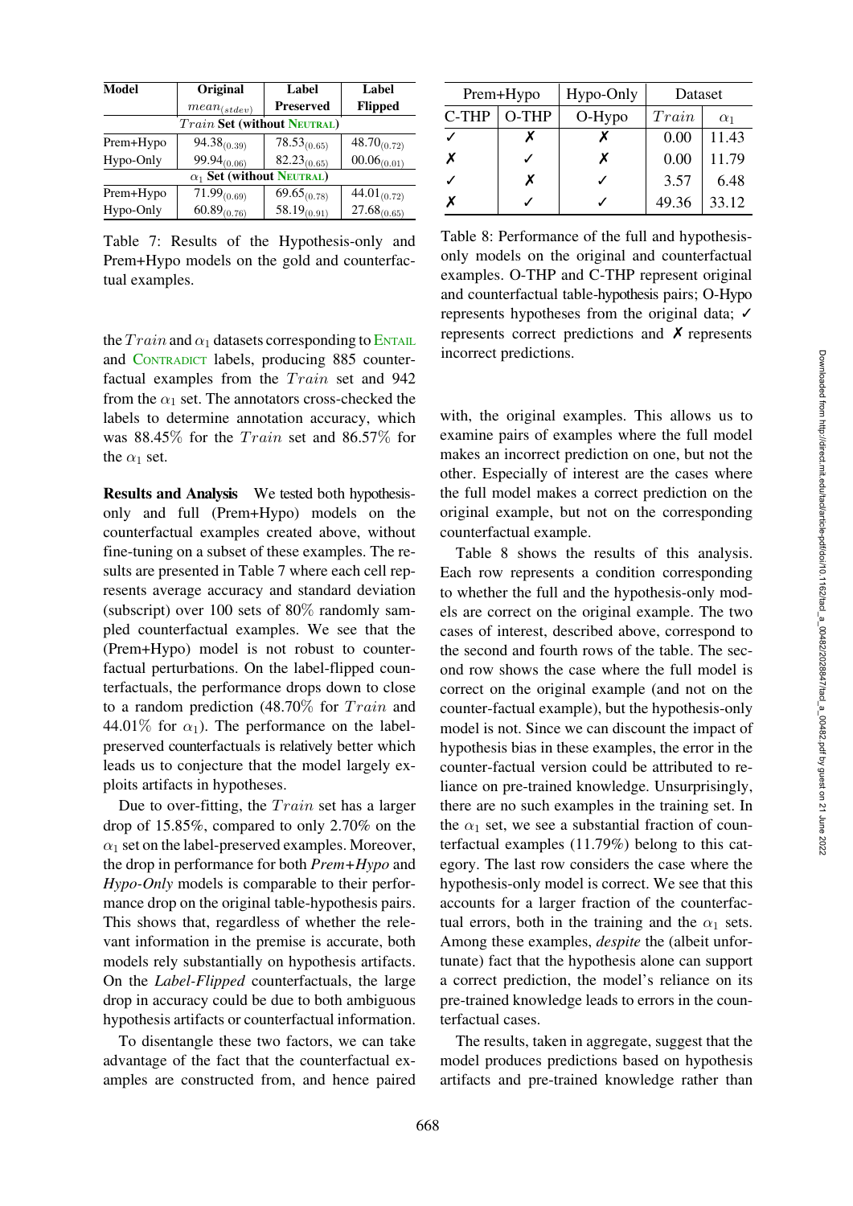| Model | Original | Label | Label |
|---|---|---|---|
| | $mean_{(stdev)}$ | Preserved | Flipped |
| $Train$ Set (without NEUTRAL) | | | |
| Prem+Hypo | $94.38_{(0.39)}$ | $78.53_{(0.65)}$ | $48.70_{(0.72)}$ |
| Hypo-Only | $99.94_{(0.06)}$ | $82.23_{(0.65)}$ | $00.06_{(0.01)}$ |
| $\alpha_1$ Set (without NEUTRAL) | | | |
| Prem+Hypo | $71.99_{(0.69)}$ | $69.65_{(0.78)}$ | $44.01_{(0.72)}$ |
| Hypo-Only | $60.89_{(0.76)}$ | $58.19_{(0.91)}$ | $27.68_{(0.65)}$ |

Table 7: Results of the Hypothesis-only and Prem+Hypo models on the gold and counterfactual examples.

the $Train$ and $\alpha_1$ datasets corresponding to ENTAIL and CONTRADICT labels, producing 885 counterfactual examples from the $Train$ set and 942 from the $\alpha_1$ set. The annotators cross-checked the labels to determine annotation accuracy, which was 88.45% for the $Train$ set and 86.57% for the $\alpha_1$ set.

**Results and Analysis** We tested both hypothesis-only and full (Prem+Hypo) models on the counterfactual examples created above, without fine-tuning on a subset of these examples. The results are presented in Table 7 where each cell represents average accuracy and standard deviation (subscript) over 100 sets of 80% randomly sampled counterfactual examples. We see that the (Prem+Hypo) model is not robust to counterfactual perturbations. On the label-flipped counterfactuals, the performance drops down to close to a random prediction (48.70% for $Train$ and 44.01% for $\alpha_1$). The performance on the label-preserved counterfactuals is relatively better which leads us to conjecture that the model largely exploits artifacts in hypotheses.

Due to over-fitting, the $Train$ set has a larger drop of 15.85%, compared to only 2.70% on the $\alpha_1$ set on the label-preserved examples. Moreover, the drop in performance for both *Prem+Hypo* and *Hypo-Only* models is comparable to their performance drop on the original table-hypothesis pairs. This shows that, regardless of whether the relevant information in the premise is accurate, both models rely substantially on hypothesis artifacts. On the *Label-Flipped* counterfactuals, the large drop in accuracy could be due to both ambiguous hypothesis artifacts or counterfactual information.

To disentangle these two factors, we can take advantage of the fact that the counterfactual examples are constructed from, and hence paired with, the original examples. This allows us to examine pairs of examples where the full model makes an incorrect prediction on one, but not the other. Especially of interest are the cases where the full model makes a correct prediction on the original example, but not on the corresponding counterfactual example.

| Prem+Hypo | | Hypo-Only | Dataset | |
|---|---|---|---|---|
| C-THP | O-THP | O-Hypo | $Train$ | $\alpha_1$ |
| ✓ | ✗ | ✗ | 0.00 | 11.43 |
| ✗ | ✓ | ✗ | 0.00 | 11.79 |
| ✓ | ✗ | ✓ | 3.57 | 6.48 |
| ✗ | ✓ | ✓ | 49.36 | 33.12 |

Table 8: Performance of the full and hypothesis-only models on the original and counterfactual examples. O-THP and C-THP represent original and counterfactual table-hypothesis pairs; O-Hypo represents hypotheses from the original data; ✓ represents correct predictions and ✗ represents incorrect predictions.

Table 8 shows the results of this analysis. Each row represents a condition corresponding to whether the full and the hypothesis-only models are correct on the original example. The two cases of interest, described above, correspond to the second and fourth rows of the table. The second row shows the case where the full model is correct on the original example (and not on the counter-factual example), but the hypothesis-only model is not. Since we can discount the impact of hypothesis bias in these examples, the error in the counter-factual version could be attributed to reliance on pre-trained knowledge. Unsurprisingly, there are no such examples in the training set. In the $\alpha_1$ set, we see a substantial fraction of counterfactual examples (11.79%) belong to this category. The last row considers the case where the hypothesis-only model is correct. We see that this accounts for a larger fraction of the counterfactual errors, both in the training and the $\alpha_1$ sets. Among these examples, *despite* the (albeit unfortunate) fact that the hypothesis alone can support a correct prediction, the model's reliance on its pre-trained knowledge leads to errors in the counterfactual cases.

The results, taken in aggregate, suggest that the model produces predictions based on hypothesis artifacts and pre-trained knowledge rather than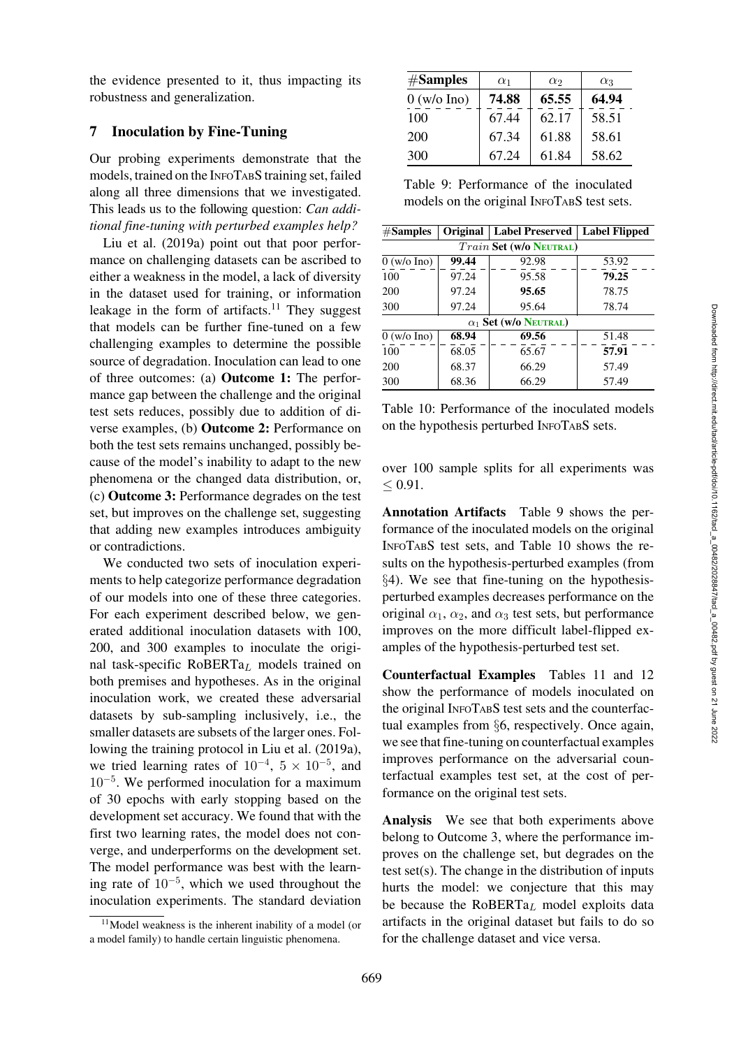the evidence presented to it, thus impacting its robustness and generalization.

## 7 Inoculation by Fine-Tuning

Our probing experiments demonstrate that the models, trained on the InfoTabS training set, failed along all three dimensions that we investigated. This leads us to the following question: *Can additional fine-tuning with perturbed examples help?*

Liu et al. (2019a) point out that poor performance on challenging datasets can be ascribed to either a weakness in the model, a lack of diversity in the dataset used for training, or information leakage in the form of artifacts.[11] They suggest that models can be further fine-tuned on a few challenging examples to determine the possible source of degradation. Inoculation can lead to one of three outcomes: (a) **Outcome 1:** The performance gap between the challenge and the original test sets reduces, possibly due to addition of diverse examples, (b) **Outcome 2:** Performance on both the test sets remains unchanged, possibly because of the model's inability to adapt to the new phenomena or the changed data distribution, or, (c) **Outcome 3:** Performance degrades on the test set, but improves on the challenge set, suggesting that adding new examples introduces ambiguity or contradictions.

We conducted two sets of inoculation experiments to help categorize performance degradation of our models into one of these three categories. For each experiment described below, we generated additional inoculation datasets with 100, 200, and 300 examples to inoculate the original task-specific RoBERTa$_L$ models trained on both premises and hypotheses. As in the original inoculation work, we created these adversarial datasets by sub-sampling inclusively, i.e., the smaller datasets are subsets of the larger ones. Following the training protocol in Liu et al. (2019a), we tried learning rates of $10^{-4}$, $5 \times 10^{-5}$, and $10^{-5}$. We performed inoculation for a maximum of 30 epochs with early stopping based on the development set accuracy. We found that with the first two learning rates, the model does not converge, and underperforms on the development set. The model performance was best with the learning rate of $10^{-5}$, which we used throughout the inoculation experiments. The standard deviation over 100 sample splits for all experiments was $\leq 0.91$.

[11] Model weakness is the inherent inability of a model (or a model family) to handle certain linguistic phenomena.

| #Samples | $\alpha_1$ | $\alpha_2$ | $\alpha_3$ |
|---|---|---|---|
| 0 (w/o Ino) | **74.88** | **65.55** | **64.94** |
| 100 | 67.44 | 62.17 | 58.51 |
| 200 | 67.34 | 61.88 | 58.61 |
| 300 | 67.24 | 61.84 | 58.62 |

Table 9: Performance of the inoculated models on the original InfoTabS test sets.

| #Samples | Original | Label Preserved | Label Flipped |
|---|---|---|---|
| *Train* Set (w/o Neutral) | | | |
| 0 (w/o Ino) | **99.44** | 92.98 | 53.92 |
| 100 | 97.24 | 95.58 | **79.25** |
| 200 | 97.24 | **95.65** | 78.75 |
| 300 | 97.24 | 95.64 | 78.74 |
| $\alpha_1$ Set (w/o Neutral) | | | |
| 0 (w/o Ino) | **68.94** | **69.56** | 51.48 |
| 100 | 68.05 | 65.67 | **57.91** |
| 200 | 68.37 | 66.29 | 57.49 |
| 300 | 68.36 | 66.29 | 57.49 |

Table 10: Performance of the inoculated models on the hypothesis perturbed InfoTabS sets.

**Annotation Artifacts** Table 9 shows the performance of the inoculated models on the original InfoTabS test sets, and Table 10 shows the results on the hypothesis-perturbed examples (from §4). We see that fine-tuning on the hypothesis-perturbed examples decreases performance on the original $\alpha_1$, $\alpha_2$, and $\alpha_3$ test sets, but performance improves on the more difficult label-flipped examples of the hypothesis-perturbed test set.

**Counterfactual Examples** Tables 11 and 12 show the performance of models inoculated on the original InfoTabS test sets and the counterfactual examples from §6, respectively. Once again, we see that fine-tuning on counterfactual examples improves performance on the adversarial counterfactual examples test set, at the cost of performance on the original test sets.

**Analysis** We see that both experiments above belong to Outcome 3, where the performance improves on the challenge set, but degrades on the test set(s). The change in the distribution of inputs hurts the model: we conjecture that this may be because the RoBERTa$_L$ model exploits data artifacts in the original dataset but fails to do so for the challenge dataset and vice versa.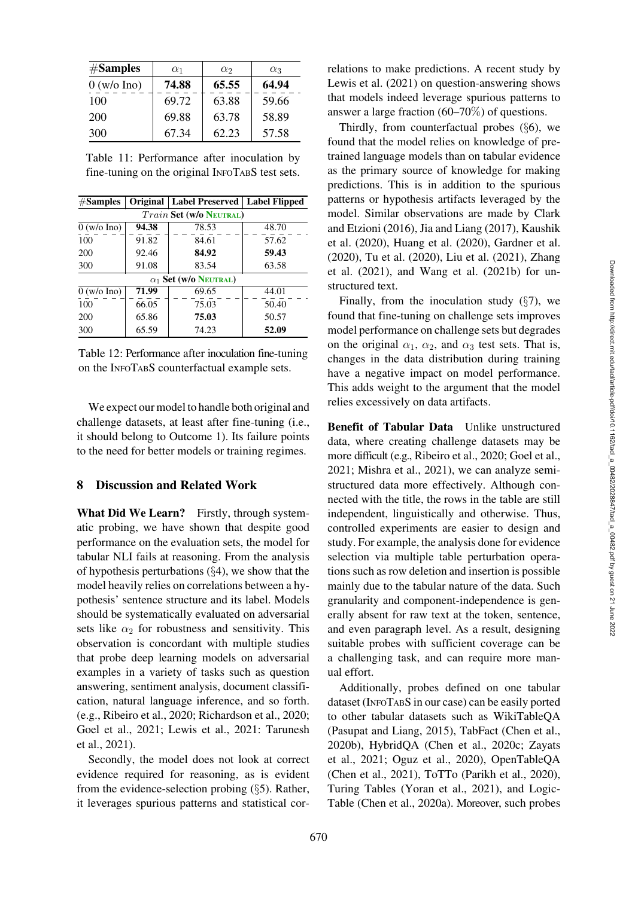| #Samples | $\alpha_1$ | $\alpha_2$ | $\alpha_3$ |
|---|---|---|---|
| 0 (w/o Ino) | **74.88** | **65.55** | **64.94** |
| 100 | 69.72 | 63.88 | 59.66 |
| 200 | 69.88 | 63.78 | 58.89 |
| 300 | 67.34 | 62.23 | 57.58 |

Table 11: Performance after inoculation by fine-tuning on the original INFOTABS test sets.

| #Samples | Original | Label Preserved | Label Flipped |
|---|---|---|---|
| $Train$ **Set (w/o NEUTRAL)** | | | |
| 0 (w/o Ino) | **94.38** | 78.53 | 48.70 |
| 100 | 91.82 | 84.61 | 57.62 |
| 200 | 92.46 | **84.92** | **59.43** |
| 300 | 91.08 | 83.54 | 63.58 |
| $\alpha_1$ **Set (w/o NEUTRAL)** | | | |
| 0 (w/o Ino) | **71.99** | 69.65 | 44.01 |
| 100 | 66.05 | 75.03 | 50.40 |
| 200 | 65.86 | **75.03** | 50.57 |
| 300 | 65.59 | 74.23 | **52.09** |

Table 12: Performance after inoculation fine-tuning on the INFOTABS counterfactual example sets.

We expect our model to handle both original and challenge datasets, at least after fine-tuning (i.e., it should belong to Outcome 1). Its failure points to the need for better models or training regimes.

## 8 Discussion and Related Work

**What Did We Learn?** Firstly, through systematic probing, we have shown that despite good performance on the evaluation sets, the model for tabular NLI fails at reasoning. From the analysis of hypothesis perturbations (§4), we show that the model heavily relies on correlations between a hypothesis' sentence structure and its label. Models should be systematically evaluated on adversarial sets like $\alpha_2$ for robustness and sensitivity. This observation is concordant with multiple studies that probe deep learning models on adversarial examples in a variety of tasks such as question answering, sentiment analysis, document classification, natural language inference, and so forth. (e.g., Ribeiro et al., 2020; Richardson et al., 2020; Goel et al., 2021; Lewis et al., 2021: Tarunesh et al., 2021).

Secondly, the model does not look at correct evidence required for reasoning, as is evident from the evidence-selection probing (§5). Rather, it leverages spurious patterns and statistical correlations to make predictions. A recent study by Lewis et al. (2021) on question-answering shows that models indeed leverage spurious patterns to answer a large fraction (60–70%) of questions.

Thirdly, from counterfactual probes (§6), we found that the model relies on knowledge of pre-trained language models than on tabular evidence as the primary source of knowledge for making predictions. This is in addition to the spurious patterns or hypothesis artifacts leveraged by the model. Similar observations are made by Clark and Etzioni (2016), Jia and Liang (2017), Kaushik et al. (2020), Huang et al. (2020), Gardner et al. (2020), Tu et al. (2020), Liu et al. (2021), Zhang et al. (2021), and Wang et al. (2021b) for unstructured text.

Finally, from the inoculation study (§7), we found that fine-tuning on challenge sets improves model performance on challenge sets but degrades on the original $\alpha_1$, $\alpha_2$, and $\alpha_3$ test sets. That is, changes in the data distribution during training have a negative impact on model performance. This adds weight to the argument that the model relies excessively on data artifacts.

**Benefit of Tabular Data** Unlike unstructured data, where creating challenge datasets may be more difficult (e.g., Ribeiro et al., 2020; Goel et al., 2021; Mishra et al., 2021), we can analyze semi-structured data more effectively. Although connected with the title, the rows in the table are still independent, linguistically and otherwise. Thus, controlled experiments are easier to design and study. For example, the analysis done for evidence selection via multiple table perturbation operations such as row deletion and insertion is possible mainly due to the tabular nature of the data. Such granularity and component-independence is generally absent for raw text at the token, sentence, and even paragraph level. As a result, designing suitable probes with sufficient coverage can be a challenging task, and can require more manual effort.

Additionally, probes defined on one tabular dataset (INFOTABS in our case) can be easily ported to other tabular datasets such as WikiTableQA (Pasupat and Liang, 2015), TabFact (Chen et al., 2020b), HybridQA (Chen et al., 2020c; Zayats et al., 2021; Oguz et al., 2020), OpenTableQA (Chen et al., 2021), ToTTo (Parikh et al., 2020), Turing Tables (Yoran et al., 2021), and LogicTable (Chen et al., 2020a). Moreover, such probes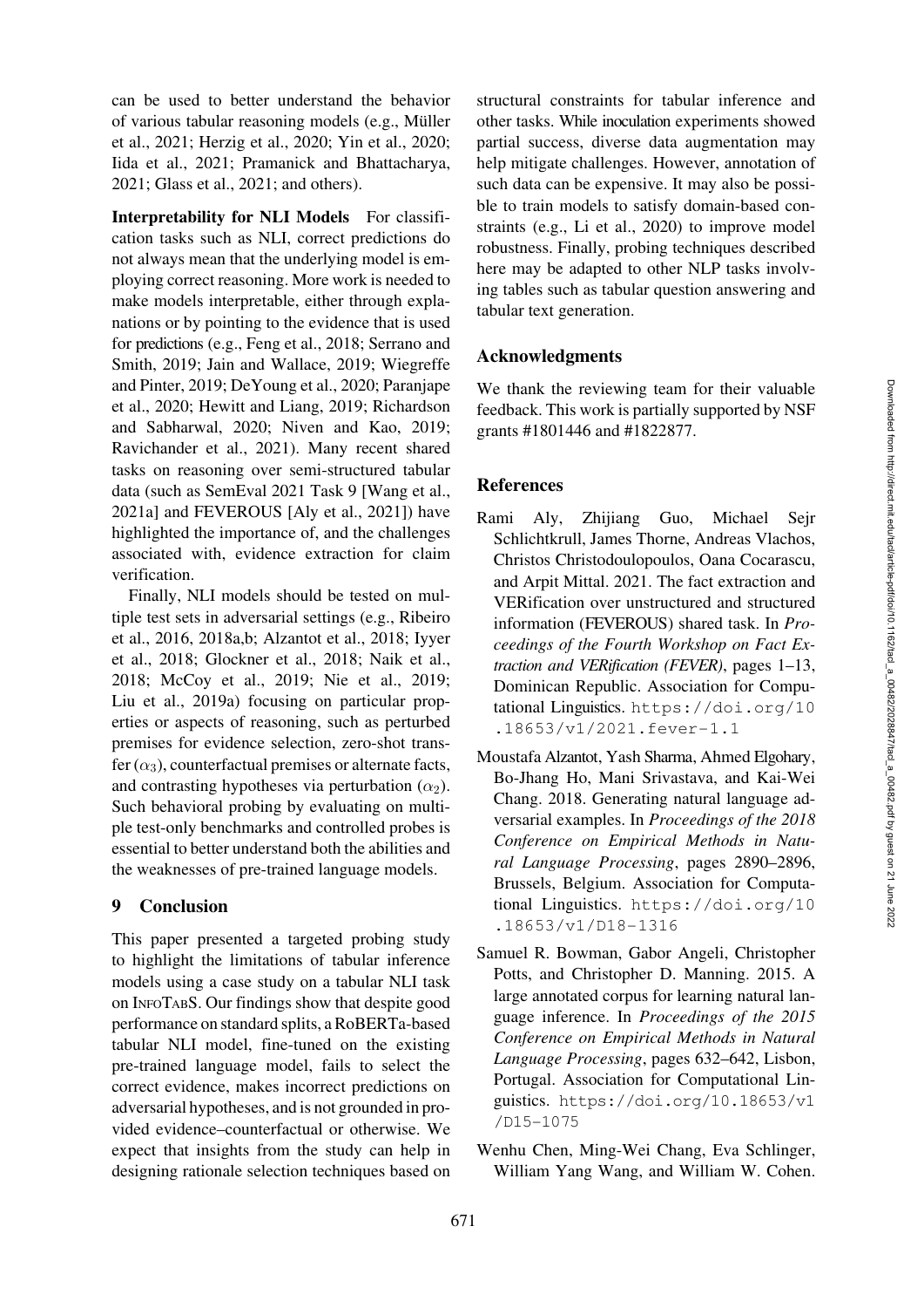can be used to better understand the behavior of various tabular reasoning models (e.g., Müller et al., 2021; Herzig et al., 2020; Yin et al., 2020; Iida et al., 2021; Pramanick and Bhattacharya, 2021; Glass et al., 2021; and others).

**Interpretability for NLI Models** For classification tasks such as NLI, correct predictions do not always mean that the underlying model is employing correct reasoning. More work is needed to make models interpretable, either through explanations or by pointing to the evidence that is used for predictions (e.g., Feng et al., 2018; Serrano and Smith, 2019; Jain and Wallace, 2019; Wiegreffe and Pinter, 2019; DeYoung et al., 2020; Paranjape et al., 2020; Hewitt and Liang, 2019; Richardson and Sabharwal, 2020; Niven and Kao, 2019; Ravichander et al., 2021). Many recent shared tasks on reasoning over semi-structured tabular data (such as SemEval 2021 Task 9 [Wang et al., 2021a] and FEVEROUS [Aly et al., 2021]) have highlighted the importance of, and the challenges associated with, evidence extraction for claim verification.

Finally, NLI models should be tested on multiple test sets in adversarial settings (e.g., Ribeiro et al., 2016, 2018a,b; Alzantot et al., 2018; Iyyer et al., 2018; Glockner et al., 2018; Naik et al., 2018; McCoy et al., 2019; Nie et al., 2019; Liu et al., 2019a) focusing on particular properties or aspects of reasoning, such as perturbed premises for evidence selection, zero-shot transfer ($\alpha_3$), counterfactual premises or alternate facts, and contrasting hypotheses via perturbation ($\alpha_2$). Such behavioral probing by evaluating on multiple test-only benchmarks and controlled probes is essential to better understand both the abilities and the weaknesses of pre-trained language models.

## 9 Conclusion

This paper presented a targeted probing study to highlight the limitations of tabular inference models using a case study on a tabular NLI task on InfoTabS. Our findings show that despite good performance on standard splits, a RoBERTa-based tabular NLI model, fine-tuned on the existing pre-trained language model, fails to select the correct evidence, makes incorrect predictions on adversarial hypotheses, and is not grounded in provided evidence–counterfactual or otherwise. We expect that insights from the study can help in designing rationale selection techniques based on structural constraints for tabular inference and other tasks. While inoculation experiments showed partial success, diverse data augmentation may help mitigate challenges. However, annotation of such data can be expensive. It may also be possible to train models to satisfy domain-based constraints (e.g., Li et al., 2020) to improve model robustness. Finally, probing techniques described here may be adapted to other NLP tasks involving tables such as tabular question answering and tabular text generation.

## Acknowledgments

We thank the reviewing team for their valuable feedback. This work is partially supported by NSF grants #1801446 and #1822877.

## References

Rami Aly, Zhijiang Guo, Michael Sejr Schlichtkrull, James Thorne, Andreas Vlachos, Christos Christodoulopoulos, Oana Cocarascu, and Arpit Mittal. 2021. The fact extraction and VERification over unstructured and structured information (FEVEROUS) shared task. In *Proceedings of the Fourth Workshop on Fact Extraction and VERification (FEVER)*, pages 1–13, Dominican Republic. Association for Computational Linguistics. https://doi.org/10.18653/v1/2021.fever-1.1

Moustafa Alzantot, Yash Sharma, Ahmed Elgohary, Bo-Jhang Ho, Mani Srivastava, and Kai-Wei Chang. 2018. Generating natural language adversarial examples. In *Proceedings of the 2018 Conference on Empirical Methods in Natural Language Processing*, pages 2890–2896, Brussels, Belgium. Association for Computational Linguistics. https://doi.org/10.18653/v1/D18-1316

Samuel R. Bowman, Gabor Angeli, Christopher Potts, and Christopher D. Manning. 2015. A large annotated corpus for learning natural language inference. In *Proceedings of the 2015 Conference on Empirical Methods in Natural Language Processing*, pages 632–642, Lisbon, Portugal. Association for Computational Linguistics. https://doi.org/10.18653/v1/D15-1075

Wenhu Chen, Ming-Wei Chang, Eva Schlinger, William Yang Wang, and William W. Cohen.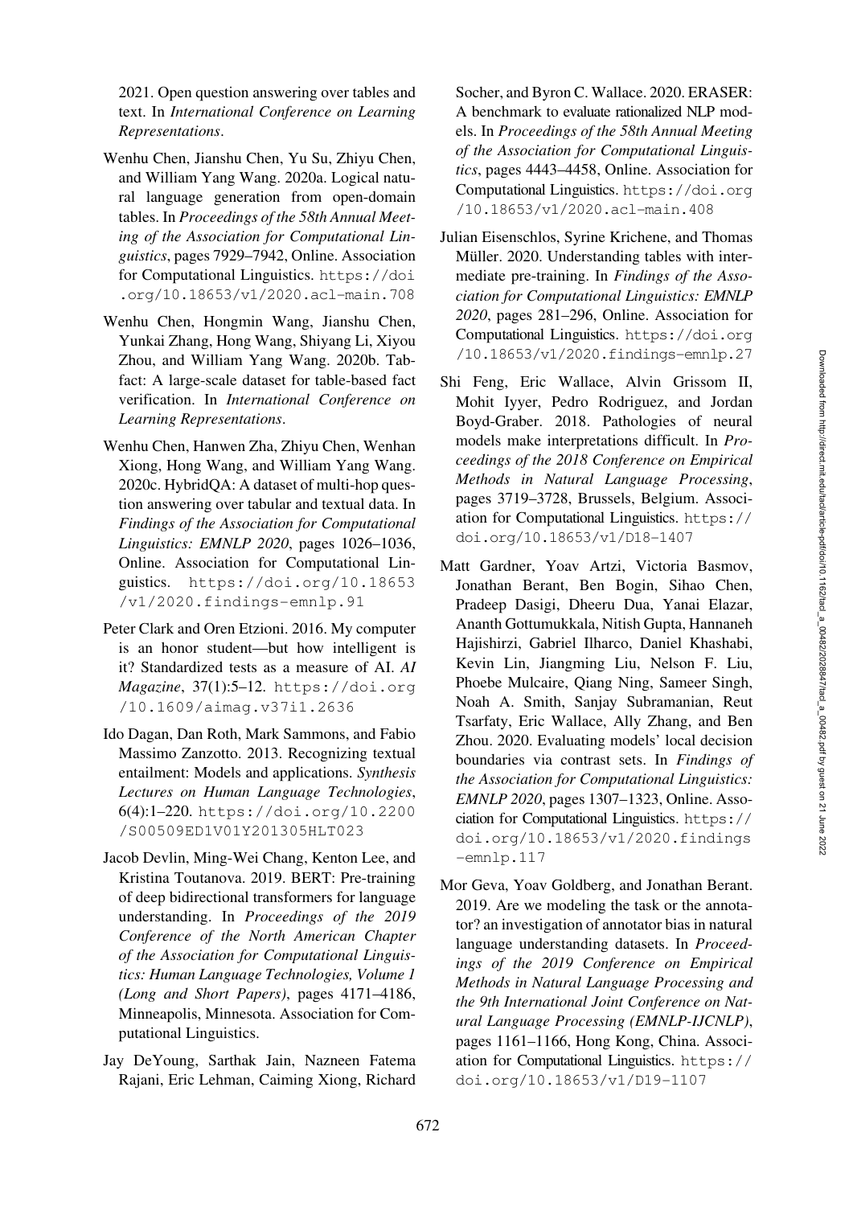2021. Open question answering over tables and text. In *International Conference on Learning Representations*.

Wenhu Chen, Jianshu Chen, Yu Su, Zhiyu Chen, and William Yang Wang. 2020a. Logical natural language generation from open-domain tables. In *Proceedings of the 58th Annual Meeting of the Association for Computational Linguistics*, pages 7929–7942, Online. Association for Computational Linguistics. https://doi.org/10.18653/v1/2020.acl-main.708

Wenhu Chen, Hongmin Wang, Jianshu Chen, Yunkai Zhang, Hong Wang, Shiyang Li, Xiyou Zhou, and William Yang Wang. 2020b. Tabfact: A large-scale dataset for table-based fact verification. In *International Conference on Learning Representations*.

Wenhu Chen, Hanwen Zha, Zhiyu Chen, Wenhan Xiong, Hong Wang, and William Yang Wang. 2020c. HybridQA: A dataset of multi-hop question answering over tabular and textual data. In *Findings of the Association for Computational Linguistics: EMNLP 2020*, pages 1026–1036, Online. Association for Computational Linguistics. https://doi.org/10.18653/v1/2020.findings-emnlp.91

Peter Clark and Oren Etzioni. 2016. My computer is an honor student—but how intelligent is it? Standardized tests as a measure of AI. *AI Magazine*, 37(1):5–12. https://doi.org/10.1609/aimag.v37i1.2636

Ido Dagan, Dan Roth, Mark Sammons, and Fabio Massimo Zanzotto. 2013. Recognizing textual entailment: Models and applications. *Synthesis Lectures on Human Language Technologies*, 6(4):1–220. https://doi.org/10.2200/S00509ED1V01Y201305HLT023

Jacob Devlin, Ming-Wei Chang, Kenton Lee, and Kristina Toutanova. 2019. BERT: Pre-training of deep bidirectional transformers for language understanding. In *Proceedings of the 2019 Conference of the North American Chapter of the Association for Computational Linguistics: Human Language Technologies, Volume 1 (Long and Short Papers)*, pages 4171–4186, Minneapolis, Minnesota. Association for Computational Linguistics.

Jay DeYoung, Sarthak Jain, Nazneen Fatema Rajani, Eric Lehman, Caiming Xiong, Richard Socher, and Byron C. Wallace. 2020. ERASER: A benchmark to evaluate rationalized NLP models. In *Proceedings of the 58th Annual Meeting of the Association for Computational Linguistics*, pages 4443–4458, Online. Association for Computational Linguistics. https://doi.org/10.18653/v1/2020.acl-main.408

Julian Eisenschlos, Syrine Krichene, and Thomas Müller. 2020. Understanding tables with intermediate pre-training. In *Findings of the Association for Computational Linguistics: EMNLP 2020*, pages 281–296, Online. Association for Computational Linguistics. https://doi.org/10.18653/v1/2020.findings-emnlp.27

Shi Feng, Eric Wallace, Alvin Grissom II, Mohit Iyyer, Pedro Rodriguez, and Jordan Boyd-Graber. 2018. Pathologies of neural models make interpretations difficult. In *Proceedings of the 2018 Conference on Empirical Methods in Natural Language Processing*, pages 3719–3728, Brussels, Belgium. Association for Computational Linguistics. https://doi.org/10.18653/v1/D18-1407

Matt Gardner, Yoav Artzi, Victoria Basmov, Jonathan Berant, Ben Bogin, Sihao Chen, Pradeep Dasigi, Dheeru Dua, Yanai Elazar, Ananth Gottumukkala, Nitish Gupta, Hannaneh Hajishirzi, Gabriel Ilharco, Daniel Khashabi, Kevin Lin, Jiangming Liu, Nelson F. Liu, Phoebe Mulcaire, Qiang Ning, Sameer Singh, Noah A. Smith, Sanjay Subramanian, Reut Tsarfaty, Eric Wallace, Ally Zhang, and Ben Zhou. 2020. Evaluating models' local decision boundaries via contrast sets. In *Findings of the Association for Computational Linguistics: EMNLP 2020*, pages 1307–1323, Online. Association for Computational Linguistics. https://doi.org/10.18653/v1/2020.findings-emnlp.117

Mor Geva, Yoav Goldberg, and Jonathan Berant. 2019. Are we modeling the task or the annotator? an investigation of annotator bias in natural language understanding datasets. In *Proceedings of the 2019 Conference on Empirical Methods in Natural Language Processing and the 9th International Joint Conference on Natural Language Processing (EMNLP-IJCNLP)*, pages 1161–1166, Hong Kong, China. Association for Computational Linguistics. https://doi.org/10.18653/v1/D19-1107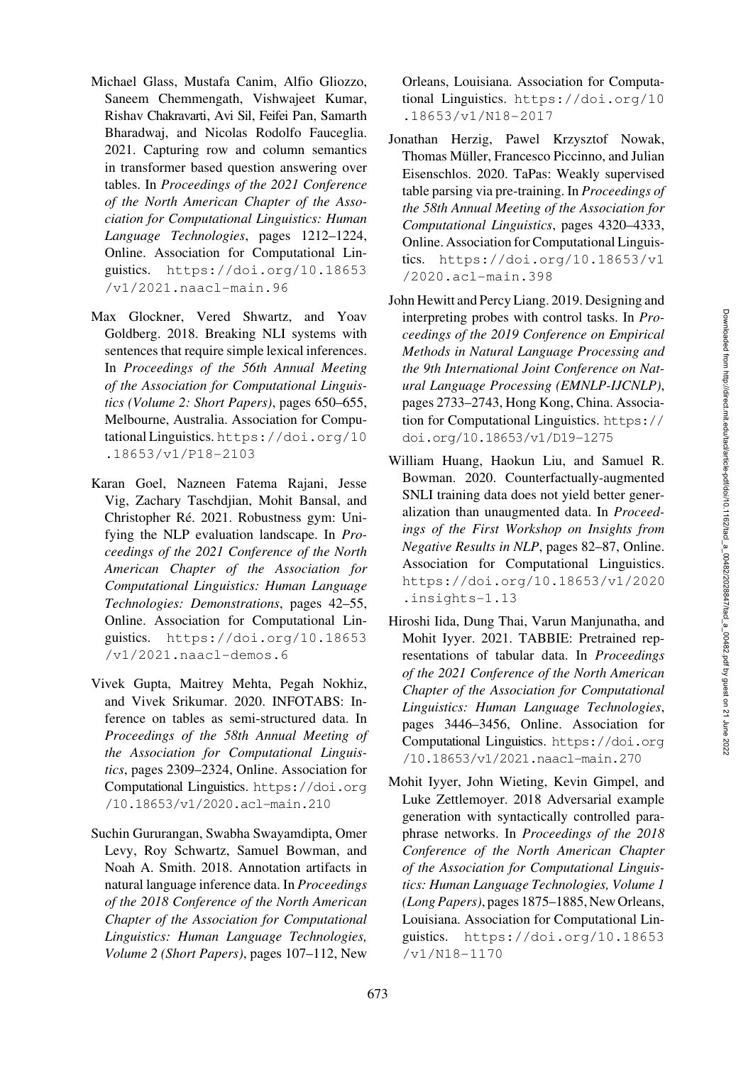Michael Glass, Mustafa Canim, Alfio Gliozzo, Saneem Chemmengath, Vishwajeet Kumar, Rishav Chakravarti, Avi Sil, Feifei Pan, Samarth Bharadwaj, and Nicolas Rodolfo Fauceglia. 2021. Capturing row and column semantics in transformer based question answering over tables. In *Proceedings of the 2021 Conference of the North American Chapter of the Association for Computational Linguistics: Human Language Technologies*, pages 1212–1224, Online. Association for Computational Linguistics. https://doi.org/10.18653/v1/2021.naacl-main.96

Max Glockner, Vered Shwartz, and Yoav Goldberg. 2018. Breaking NLI systems with sentences that require simple lexical inferences. In *Proceedings of the 56th Annual Meeting of the Association for Computational Linguistics (Volume 2: Short Papers)*, pages 650–655, Melbourne, Australia. Association for Computational Linguistics. https://doi.org/10.18653/v1/P18-2103

Karan Goel, Nazneen Fatema Rajani, Jesse Vig, Zachary Taschdjian, Mohit Bansal, and Christopher Ré. 2021. Robustness gym: Unifying the NLP evaluation landscape. In *Proceedings of the 2021 Conference of the North American Chapter of the Association for Computational Linguistics: Human Language Technologies: Demonstrations*, pages 42–55, Online. Association for Computational Linguistics. https://doi.org/10.18653/v1/2021.naacl-demos.6

Vivek Gupta, Maitrey Mehta, Pegah Nokhiz, and Vivek Srikumar. 2020. INFOTABS: Inference on tables as semi-structured data. In *Proceedings of the 58th Annual Meeting of the Association for Computational Linguistics*, pages 2309–2324, Online. Association for Computational Linguistics. https://doi.org/10.18653/v1/2020.acl-main.210

Suchin Gururangan, Swabha Swayamdipta, Omer Levy, Roy Schwartz, Samuel Bowman, and Noah A. Smith. 2018. Annotation artifacts in natural language inference data. In *Proceedings of the 2018 Conference of the North American Chapter of the Association for Computational Linguistics: Human Language Technologies, Volume 2 (Short Papers)*, pages 107–112, New Orleans, Louisiana. Association for Computational Linguistics. https://doi.org/10.18653/v1/N18-2017

Jonathan Herzig, Pawel Krzysztof Nowak, Thomas Müller, Francesco Piccinno, and Julian Eisenschlos. 2020. TaPas: Weakly supervised table parsing via pre-training. In *Proceedings of the 58th Annual Meeting of the Association for Computational Linguistics*, pages 4320–4333, Online. Association for Computational Linguistics. https://doi.org/10.18653/v1/2020.acl-main.398

John Hewitt and Percy Liang. 2019. Designing and interpreting probes with control tasks. In *Proceedings of the 2019 Conference on Empirical Methods in Natural Language Processing and the 9th International Joint Conference on Natural Language Processing (EMNLP-IJCNLP)*, pages 2733–2743, Hong Kong, China. Association for Computational Linguistics. https://doi.org/10.18653/v1/D19-1275

William Huang, Haokun Liu, and Samuel R. Bowman. 2020. Counterfactually-augmented SNLI training data does not yield better generalization than unaugmented data. In *Proceedings of the First Workshop on Insights from Negative Results in NLP*, pages 82–87, Online. Association for Computational Linguistics. https://doi.org/10.18653/v1/2020.insights-1.13

Hiroshi Iida, Dung Thai, Varun Manjunatha, and Mohit Iyyer. 2021. TABBIE: Pretrained representations of tabular data. In *Proceedings of the 2021 Conference of the North American Chapter of the Association for Computational Linguistics: Human Language Technologies*, pages 3446–3456, Online. Association for Computational Linguistics. https://doi.org/10.18653/v1/2021.naacl-main.270

Mohit Iyyer, John Wieting, Kevin Gimpel, and Luke Zettlemoyer. 2018 Adversarial example generation with syntactically controlled paraphrase networks. In *Proceedings of the 2018 Conference of the North American Chapter of the Association for Computational Linguistics: Human Language Technologies, Volume 1 (Long Papers)*, pages 1875–1885, New Orleans, Louisiana. Association for Computational Linguistics. https://doi.org/10.18653/v1/N18-1170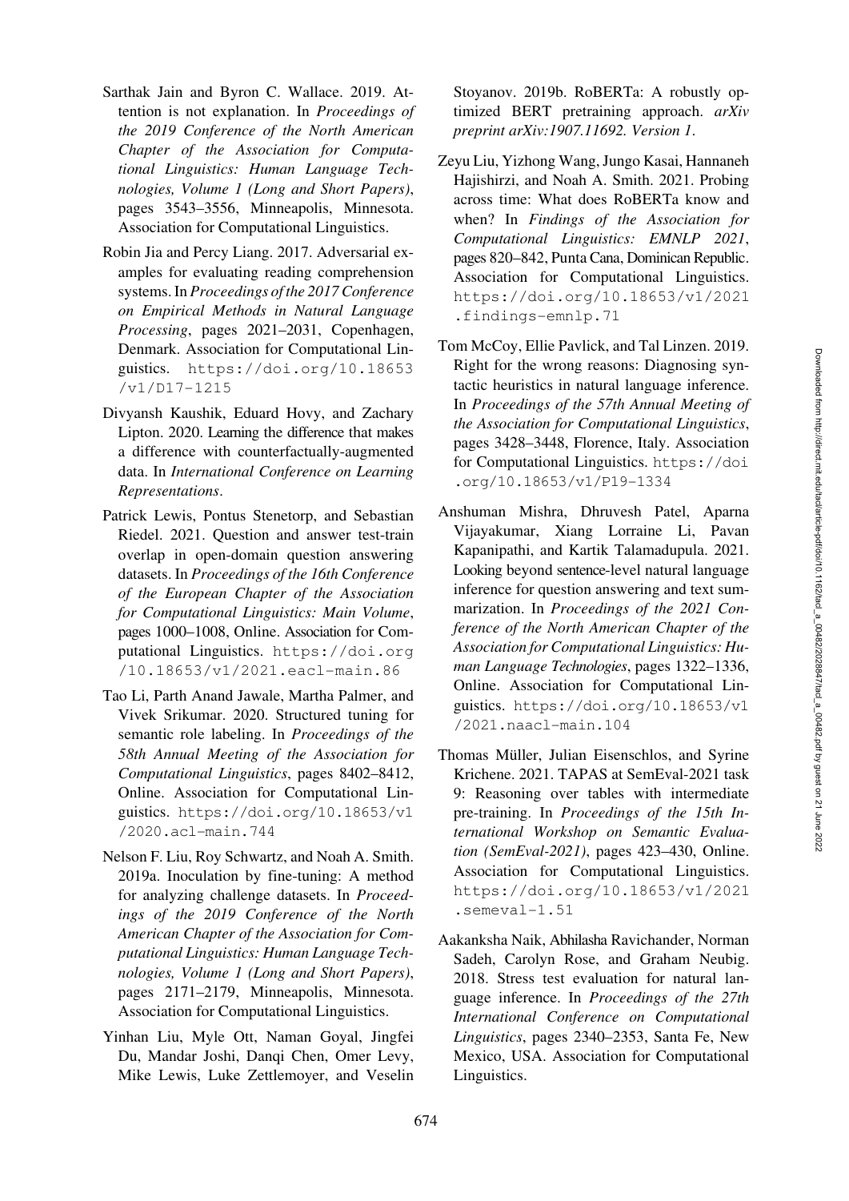Sarthak Jain and Byron C. Wallace. 2019. Attention is not explanation. In *Proceedings of the 2019 Conference of the North American Chapter of the Association for Computational Linguistics: Human Language Technologies, Volume 1 (Long and Short Papers)*, pages 3543–3556, Minneapolis, Minnesota. Association for Computational Linguistics.

Robin Jia and Percy Liang. 2017. Adversarial examples for evaluating reading comprehension systems. In *Proceedings of the 2017 Conference on Empirical Methods in Natural Language Processing*, pages 2021–2031, Copenhagen, Denmark. Association for Computational Linguistics. https://doi.org/10.18653/v1/D17-1215

Divyansh Kaushik, Eduard Hovy, and Zachary Lipton. 2020. Learning the difference that makes a difference with counterfactually-augmented data. In *International Conference on Learning Representations*.

Patrick Lewis, Pontus Stenetorp, and Sebastian Riedel. 2021. Question and answer test-train overlap in open-domain question answering datasets. In *Proceedings of the 16th Conference of the European Chapter of the Association for Computational Linguistics: Main Volume*, pages 1000–1008, Online. Association for Computational Linguistics. https://doi.org/10.18653/v1/2021.eacl-main.86

Tao Li, Parth Anand Jawale, Martha Palmer, and Vivek Srikumar. 2020. Structured tuning for semantic role labeling. In *Proceedings of the 58th Annual Meeting of the Association for Computational Linguistics*, pages 8402–8412, Online. Association for Computational Linguistics. https://doi.org/10.18653/v1/2020.acl-main.744

Nelson F. Liu, Roy Schwartz, and Noah A. Smith. 2019a. Inoculation by fine-tuning: A method for analyzing challenge datasets. In *Proceedings of the 2019 Conference of the North American Chapter of the Association for Computational Linguistics: Human Language Technologies, Volume 1 (Long and Short Papers)*, pages 2171–2179, Minneapolis, Minnesota. Association for Computational Linguistics.

Yinhan Liu, Myle Ott, Naman Goyal, Jingfei Du, Mandar Joshi, Danqi Chen, Omer Levy, Mike Lewis, Luke Zettlemoyer, and Veselin Stoyanov. 2019b. RoBERTa: A robustly optimized BERT pretraining approach. *arXiv preprint arXiv:1907.11692. Version 1*.

Zeyu Liu, Yizhong Wang, Jungo Kasai, Hannaneh Hajishirzi, and Noah A. Smith. 2021. Probing across time: What does RoBERTa know and when? In *Findings of the Association for Computational Linguistics: EMNLP 2021*, pages 820–842, Punta Cana, Dominican Republic. Association for Computational Linguistics. https://doi.org/10.18653/v1/2021.findings-emnlp.71

Tom McCoy, Ellie Pavlick, and Tal Linzen. 2019. Right for the wrong reasons: Diagnosing syntactic heuristics in natural language inference. In *Proceedings of the 57th Annual Meeting of the Association for Computational Linguistics*, pages 3428–3448, Florence, Italy. Association for Computational Linguistics. https://doi.org/10.18653/v1/P19-1334

Anshuman Mishra, Dhruvesh Patel, Aparna Vijayakumar, Xiang Lorraine Li, Pavan Kapanipathi, and Kartik Talamadupula. 2021. Looking beyond sentence-level natural language inference for question answering and text summarization. In *Proceedings of the 2021 Conference of the North American Chapter of the Association for Computational Linguistics: Human Language Technologies*, pages 1322–1336, Online. Association for Computational Linguistics. https://doi.org/10.18653/v1/2021.naacl-main.104

Thomas Müller, Julian Eisenschlos, and Syrine Krichene. 2021. TAPAS at SemEval-2021 task 9: Reasoning over tables with intermediate pre-training. In *Proceedings of the 15th International Workshop on Semantic Evaluation (SemEval-2021)*, pages 423–430, Online. Association for Computational Linguistics. https://doi.org/10.18653/v1/2021.semeval-1.51

Aakanksha Naik, Abhilasha Ravichander, Norman Sadeh, Carolyn Rose, and Graham Neubig. 2018. Stress test evaluation for natural language inference. In *Proceedings of the 27th International Conference on Computational Linguistics*, pages 2340–2353, Santa Fe, New Mexico, USA. Association for Computational Linguistics.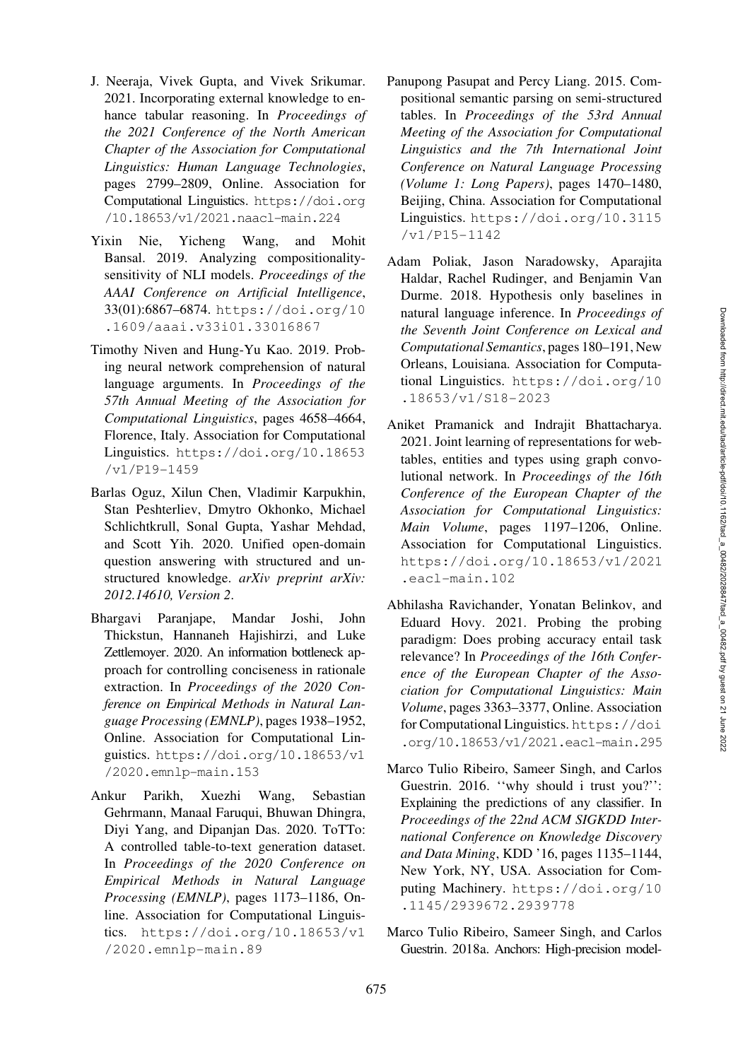J. Neeraja, Vivek Gupta, and Vivek Srikumar. 2021. Incorporating external knowledge to enhance tabular reasoning. In *Proceedings of the 2021 Conference of the North American Chapter of the Association for Computational Linguistics: Human Language Technologies*, pages 2799–2809, Online. Association for Computational Linguistics. https://doi.org/10.18653/v1/2021.naacl-main.224

Yixin Nie, Yicheng Wang, and Mohit Bansal. 2019. Analyzing compositionality-sensitivity of NLI models. *Proceedings of the AAAI Conference on Artificial Intelligence*, 33(01):6867–6874. https://doi.org/10.1609/aaai.v33i01.33016867

Timothy Niven and Hung-Yu Kao. 2019. Probing neural network comprehension of natural language arguments. In *Proceedings of the 57th Annual Meeting of the Association for Computational Linguistics*, pages 4658–4664, Florence, Italy. Association for Computational Linguistics. https://doi.org/10.18653/v1/P19-1459

Barlas Oguz, Xilun Chen, Vladimir Karpukhin, Stan Peshterliev, Dmytro Okhonko, Michael Schlichtkrull, Sonal Gupta, Yashar Mehdad, and Scott Yih. 2020. Unified open-domain question answering with structured and unstructured knowledge. *arXiv preprint arXiv: 2012.14610, Version 2*.

Bhargavi Paranjape, Mandar Joshi, John Thickstun, Hannaneh Hajishirzi, and Luke Zettlemoyer. 2020. An information bottleneck approach for controlling conciseness in rationale extraction. In *Proceedings of the 2020 Conference on Empirical Methods in Natural Language Processing (EMNLP)*, pages 1938–1952, Online. Association for Computational Linguistics. https://doi.org/10.18653/v1/2020.emnlp-main.153

Ankur Parikh, Xuezhi Wang, Sebastian Gehrmann, Manaal Faruqui, Bhuwan Dhingra, Diyi Yang, and Dipanjan Das. 2020. ToTTo: A controlled table-to-text generation dataset. In *Proceedings of the 2020 Conference on Empirical Methods in Natural Language Processing (EMNLP)*, pages 1173–1186, Online. Association for Computational Linguistics. https://doi.org/10.18653/v1/2020.emnlp-main.89

Panupong Pasupat and Percy Liang. 2015. Compositional semantic parsing on semi-structured tables. In *Proceedings of the 53rd Annual Meeting of the Association for Computational Linguistics and the 7th International Joint Conference on Natural Language Processing (Volume 1: Long Papers)*, pages 1470–1480, Beijing, China. Association for Computational Linguistics. https://doi.org/10.3115/v1/P15-1142

Adam Poliak, Jason Naradowsky, Aparajita Haldar, Rachel Rudinger, and Benjamin Van Durme. 2018. Hypothesis only baselines in natural language inference. In *Proceedings of the Seventh Joint Conference on Lexical and Computational Semantics*, pages 180–191, New Orleans, Louisiana. Association for Computational Linguistics. https://doi.org/10.18653/v1/S18-2023

Aniket Pramanick and Indrajit Bhattacharya. 2021. Joint learning of representations for web-tables, entities and types using graph convolutional network. In *Proceedings of the 16th Conference of the European Chapter of the Association for Computational Linguistics: Main Volume*, pages 1197–1206, Online. Association for Computational Linguistics. https://doi.org/10.18653/v1/2021.eacl-main.102

Abhilasha Ravichander, Yonatan Belinkov, and Eduard Hovy. 2021. Probing the probing paradigm: Does probing accuracy entail task relevance? In *Proceedings of the 16th Conference of the European Chapter of the Association for Computational Linguistics: Main Volume*, pages 3363–3377, Online. Association for Computational Linguistics. https://doi.org/10.18653/v1/2021.eacl-main.295

Marco Tulio Ribeiro, Sameer Singh, and Carlos Guestrin. 2016. ''why should i trust you?'': Explaining the predictions of any classifier. In *Proceedings of the 22nd ACM SIGKDD International Conference on Knowledge Discovery and Data Mining*, KDD '16, pages 1135–1144, New York, NY, USA. Association for Computing Machinery. https://doi.org/10.1145/2939672.2939778

Marco Tulio Ribeiro, Sameer Singh, and Carlos Guestrin. 2018a. Anchors: High-precision model-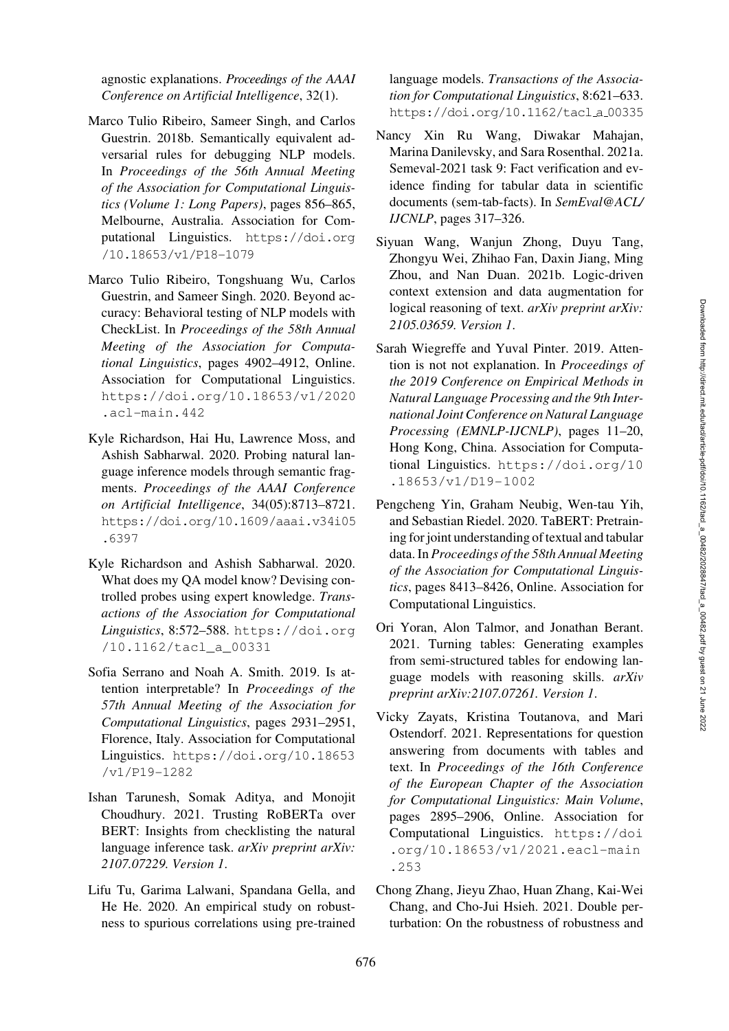agnostic explanations. *Proceedings of the AAAI Conference on Artificial Intelligence*, 32(1).

Marco Tulio Ribeiro, Sameer Singh, and Carlos Guestrin. 2018b. Semantically equivalent adversarial rules for debugging NLP models. In *Proceedings of the 56th Annual Meeting of the Association for Computational Linguistics (Volume 1: Long Papers)*, pages 856–865, Melbourne, Australia. Association for Computational Linguistics. https://doi.org/10.18653/v1/P18-1079

Marco Tulio Ribeiro, Tongshuang Wu, Carlos Guestrin, and Sameer Singh. 2020. Beyond accuracy: Behavioral testing of NLP models with CheckList. In *Proceedings of the 58th Annual Meeting of the Association for Computational Linguistics*, pages 4902–4912, Online. Association for Computational Linguistics. https://doi.org/10.18653/v1/2020.acl-main.442

Kyle Richardson, Hai Hu, Lawrence Moss, and Ashish Sabharwal. 2020. Probing natural language inference models through semantic fragments. *Proceedings of the AAAI Conference on Artificial Intelligence*, 34(05):8713–8721. https://doi.org/10.1609/aaai.v34i05.6397

Kyle Richardson and Ashish Sabharwal. 2020. What does my QA model know? Devising controlled probes using expert knowledge. *Transactions of the Association for Computational Linguistics*, 8:572–588. https://doi.org/10.1162/tacl_a_00331

Sofia Serrano and Noah A. Smith. 2019. Is attention interpretable? In *Proceedings of the 57th Annual Meeting of the Association for Computational Linguistics*, pages 2931–2951, Florence, Italy. Association for Computational Linguistics. https://doi.org/10.18653/v1/P19-1282

Ishan Tarunesh, Somak Aditya, and Monojit Choudhury. 2021. Trusting RoBERTa over BERT: Insights from checklisting the natural language inference task. *arXiv preprint arXiv:2107.07229. Version 1*.

Lifu Tu, Garima Lalwani, Spandana Gella, and He He. 2020. An empirical study on robustness to spurious correlations using pre-trained language models. *Transactions of the Association for Computational Linguistics*, 8:621–633. https://doi.org/10.1162/tacl_a_00335

Nancy Xin Ru Wang, Diwakar Mahajan, Marina Danilevsky, and Sara Rosenthal. 2021a. Semeval-2021 task 9: Fact verification and evidence finding for tabular data in scientific documents (sem-tab-facts). In *SemEval@ACL/IJCNLP*, pages 317–326.

Siyuan Wang, Wanjun Zhong, Duyu Tang, Zhongyu Wei, Zhihao Fan, Daxin Jiang, Ming Zhou, and Nan Duan. 2021b. Logic-driven context extension and data augmentation for logical reasoning of text. *arXiv preprint arXiv:2105.03659. Version 1*.

Sarah Wiegreffe and Yuval Pinter. 2019. Attention is not not explanation. In *Proceedings of the 2019 Conference on Empirical Methods in Natural Language Processing and the 9th International Joint Conference on Natural Language Processing (EMNLP-IJCNLP)*, pages 11–20, Hong Kong, China. Association for Computational Linguistics. https://doi.org/10.18653/v1/D19-1002

Pengcheng Yin, Graham Neubig, Wen-tau Yih, and Sebastian Riedel. 2020. TaBERT: Pretraining for joint understanding of textual and tabular data. In *Proceedings of the 58th Annual Meeting of the Association for Computational Linguistics*, pages 8413–8426, Online. Association for Computational Linguistics.

Ori Yoran, Alon Talmor, and Jonathan Berant. 2021. Turning tables: Generating examples from semi-structured tables for endowing language models with reasoning skills. *arXiv preprint arXiv:2107.07261. Version 1*.

Vicky Zayats, Kristina Toutanova, and Mari Ostendorf. 2021. Representations for question answering from documents with tables and text. In *Proceedings of the 16th Conference of the European Chapter of the Association for Computational Linguistics: Main Volume*, pages 2895–2906, Online. Association for Computational Linguistics. https://doi.org/10.18653/v1/2021.eacl-main.253

Chong Zhang, Jieyu Zhao, Huan Zhang, Kai-Wei Chang, and Cho-Jui Hsieh. 2021. Double perturbation: On the robustness of robustness and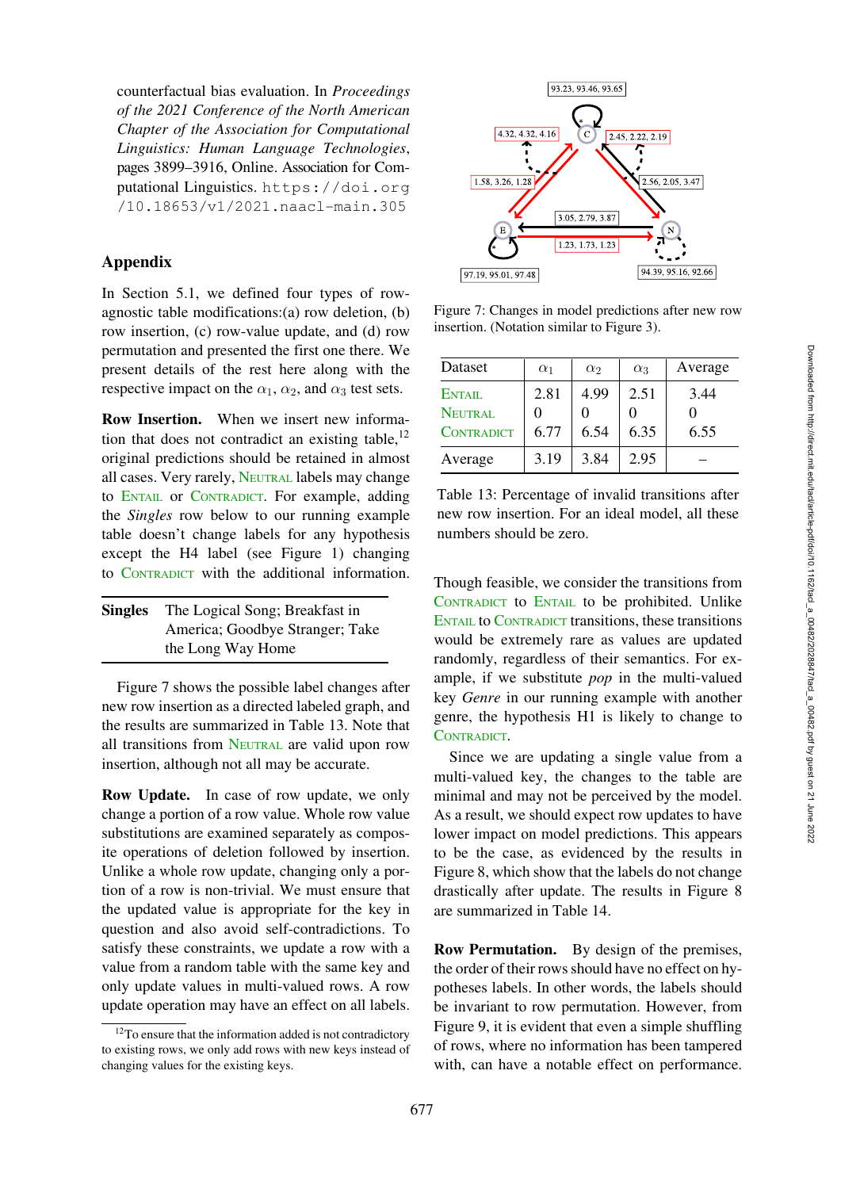counterfactual bias evaluation. In *Proceedings of the 2021 Conference of the North American Chapter of the Association for Computational Linguistics: Human Language Technologies*, pages 3899–3916, Online. Association for Computational Linguistics. `https://doi.org/10.18653/v1/2021.naacl-main.305`

## Appendix

In Section 5.1, we defined four types of row-agnostic table modifications:(a) row deletion, (b) row insertion, (c) row-value update, and (d) row permutation and presented the first one there. We present details of the rest here along with the respective impact on the $\alpha_1$, $\alpha_2$, and $\alpha_3$ test sets.

**Row Insertion.** When we insert new information that does not contradict an existing table,[12] original predictions should be retained in almost all cases. Very rarely, NEUTRAL labels may change to ENTAIL or CONTRADICT. For example, adding the *Singles* row below to our running example table doesn't change labels for any hypothesis except the H4 label (see Figure 1) changing to CONTRADICT with the additional information.

| **Singles** | The Logical Song; Breakfast in America; Goodbye Stranger; Take the Long Way Home |
|---|---|

Figure 7 shows the possible label changes after new row insertion as a directed labeled graph, and the results are summarized in Table 13. Note that all transitions from NEUTRAL are valid upon row insertion, although not all may be accurate.

**Row Update.** In case of row update, we only change a portion of a row value. Whole row value substitutions are examined separately as composite operations of deletion followed by insertion. Unlike a whole row update, changing only a portion of a row is non-trivial. We must ensure that the updated value is appropriate for the key in question and also avoid self-contradictions. To satisfy these constraints, we update a row with a value from a random table with the same key and only update values in multi-valued rows. A row update operation may have an effect on all labels.

[12] To ensure that the information added is not contradictory to existing rows, we only add rows with new keys instead of changing values for the existing keys.

Figure 7: Changes in model predictions after new row insertion. (Notation similar to Figure 3).

| Dataset | $\alpha_1$ | $\alpha_2$ | $\alpha_3$ | Average |
|---|---|---|---|---|
| ENTAIL | 2.81 | 4.99 | 2.51 | 3.44 |
| NEUTRAL | 0 | 0 | 0 | 0 |
| CONTRADICT | 6.77 | 6.54 | 6.35 | 6.55 |
| Average | 3.19 | 3.84 | 2.95 | – |

Table 13: Percentage of invalid transitions after new row insertion. For an ideal model, all these numbers should be zero.

Though feasible, we consider the transitions from CONTRADICT to ENTAIL to be prohibited. Unlike ENTAIL to CONTRADICT transitions, these transitions would be extremely rare as values are updated randomly, regardless of their semantics. For example, if we substitute *pop* in the multi-valued key *Genre* in our running example with another genre, the hypothesis H1 is likely to change to CONTRADICT.

Since we are updating a single value from a multi-valued key, the changes to the table are minimal and may not be perceived by the model. As a result, we should expect row updates to have lower impact on model predictions. This appears to be the case, as evidenced by the results in Figure 8, which show that the labels do not change drastically after update. The results in Figure 8 are summarized in Table 14.

**Row Permutation.** By design of the premises, the order of their rows should have no effect on hypotheses labels. In other words, the labels should be invariant to row permutation. However, from Figure 9, it is evident that even a simple shuffling of rows, where no information has been tampered with, can have a notable effect on performance.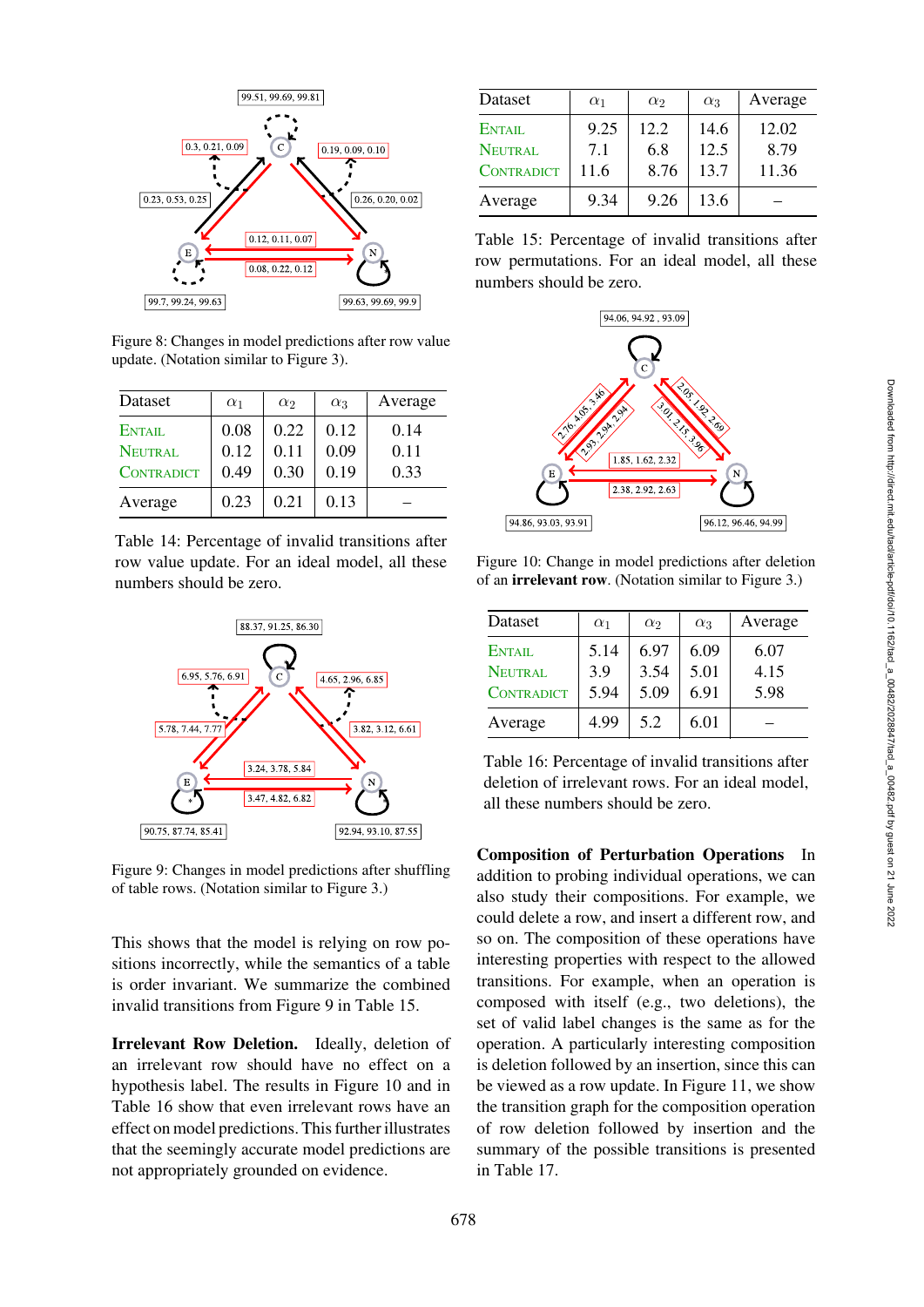Figure 8: Changes in model predictions after row value update. (Notation similar to Figure 3).

| Dataset | $\alpha_1$ | $\alpha_2$ | $\alpha_3$ | Average |
|---|---|---|---|---|
| ENTAIL | 0.08 | 0.22 | 0.12 | 0.14 |
| NEUTRAL | 0.12 | 0.11 | 0.09 | 0.11 |
| CONTRADICT | 0.49 | 0.30 | 0.19 | 0.33 |
| Average | 0.23 | 0.21 | 0.13 | – |

Table 14: Percentage of invalid transitions after row value update. For an ideal model, all these numbers should be zero.

Figure 9: Changes in model predictions after shuffling of table rows. (Notation similar to Figure 3.)

This shows that the model is relying on row positions incorrectly, while the semantics of a table is order invariant. We summarize the combined invalid transitions from Figure 9 in Table 15.

**Irrelevant Row Deletion.** Ideally, deletion of an irrelevant row should have no effect on a hypothesis label. The results in Figure 10 and in Table 16 show that even irrelevant rows have an effect on model predictions. This further illustrates that the seemingly accurate model predictions are not appropriately grounded on evidence.

| Dataset | $\alpha_1$ | $\alpha_2$ | $\alpha_3$ | Average |
|---|---|---|---|---|
| ENTAIL | 9.25 | 12.2 | 14.6 | 12.02 |
| NEUTRAL | 7.1 | 6.8 | 12.5 | 8.79 |
| CONTRADICT | 11.6 | 8.76 | 13.7 | 11.36 |
| Average | 9.34 | 9.26 | 13.6 | – |

Table 15: Percentage of invalid transitions after row permutations. For an ideal model, all these numbers should be zero.

Figure 10: Change in model predictions after deletion of an **irrelevant row**. (Notation similar to Figure 3.)

| Dataset | $\alpha_1$ | $\alpha_2$ | $\alpha_3$ | Average |
|---|---|---|---|---|
| ENTAIL | 5.14 | 6.97 | 6.09 | 6.07 |
| NEUTRAL | 3.9 | 3.54 | 5.01 | 4.15 |
| CONTRADICT | 5.94 | 5.09 | 6.91 | 5.98 |
| Average | 4.99 | 5.2 | 6.01 | – |

Table 16: Percentage of invalid transitions after deletion of irrelevant rows. For an ideal model, all these numbers should be zero.

**Composition of Perturbation Operations** In addition to probing individual operations, we can also study their compositions. For example, we could delete a row, and insert a different row, and so on. The composition of these operations have interesting properties with respect to the allowed transitions. For example, when an operation is composed with itself (e.g., two deletions), the set of valid label changes is the same as for the operation. A particularly interesting composition is deletion followed by an insertion, since this can be viewed as a row update. In Figure 11, we show the transition graph for the composition operation of row deletion followed by insertion and the summary of the possible transitions is presented in Table 17.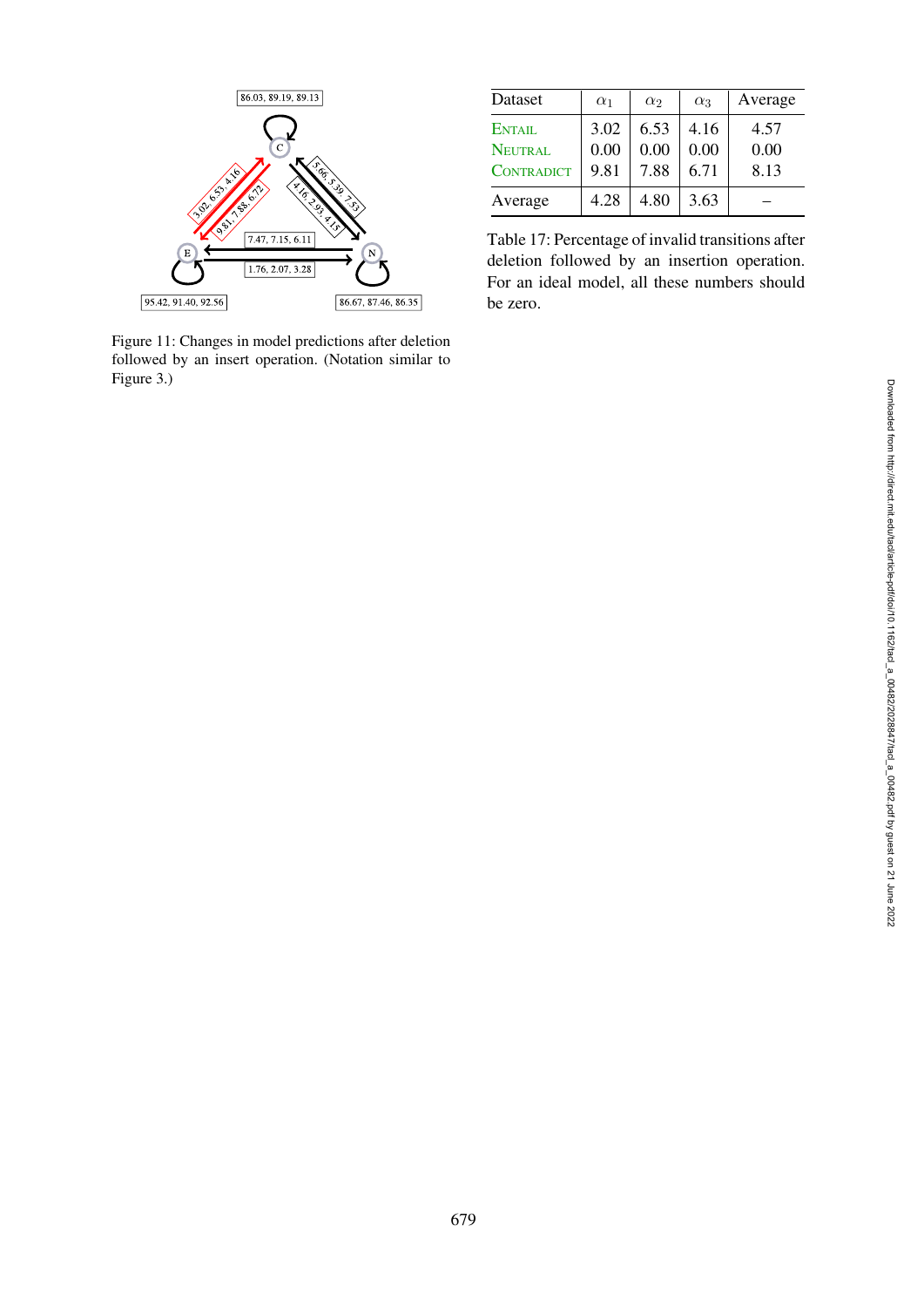86.03, 89.19, 89.13

C

3.02, 6.53, 4.16

9.81, 7.88, 6.72

5.66, 5.39, 7.53

4.16, 2.93, 4.15

7.47, 7.15, 6.11

E

N

1.76, 2.07, 3.28

95.42, 91.40, 92.56

86.67, 87.46, 86.35

Figure 11: Changes in model predictions after deletion followed by an insert operation. (Notation similar to Figure 3.)

| Dataset | $\alpha_1$ | $\alpha_2$ | $\alpha_3$ | Average |
|---|---|---|---|---|
| ENTAIL | 3.02 | 6.53 | 4.16 | 4.57 |
| NEUTRAL | 0.00 | 0.00 | 0.00 | 0.00 |
| CONTRADICT | 9.81 | 7.88 | 6.71 | 8.13 |
| Average | 4.28 | 4.80 | 3.63 | – |

Table 17: Percentage of invalid transitions after deletion followed by an insertion operation. For an ideal model, all these numbers should be zero.